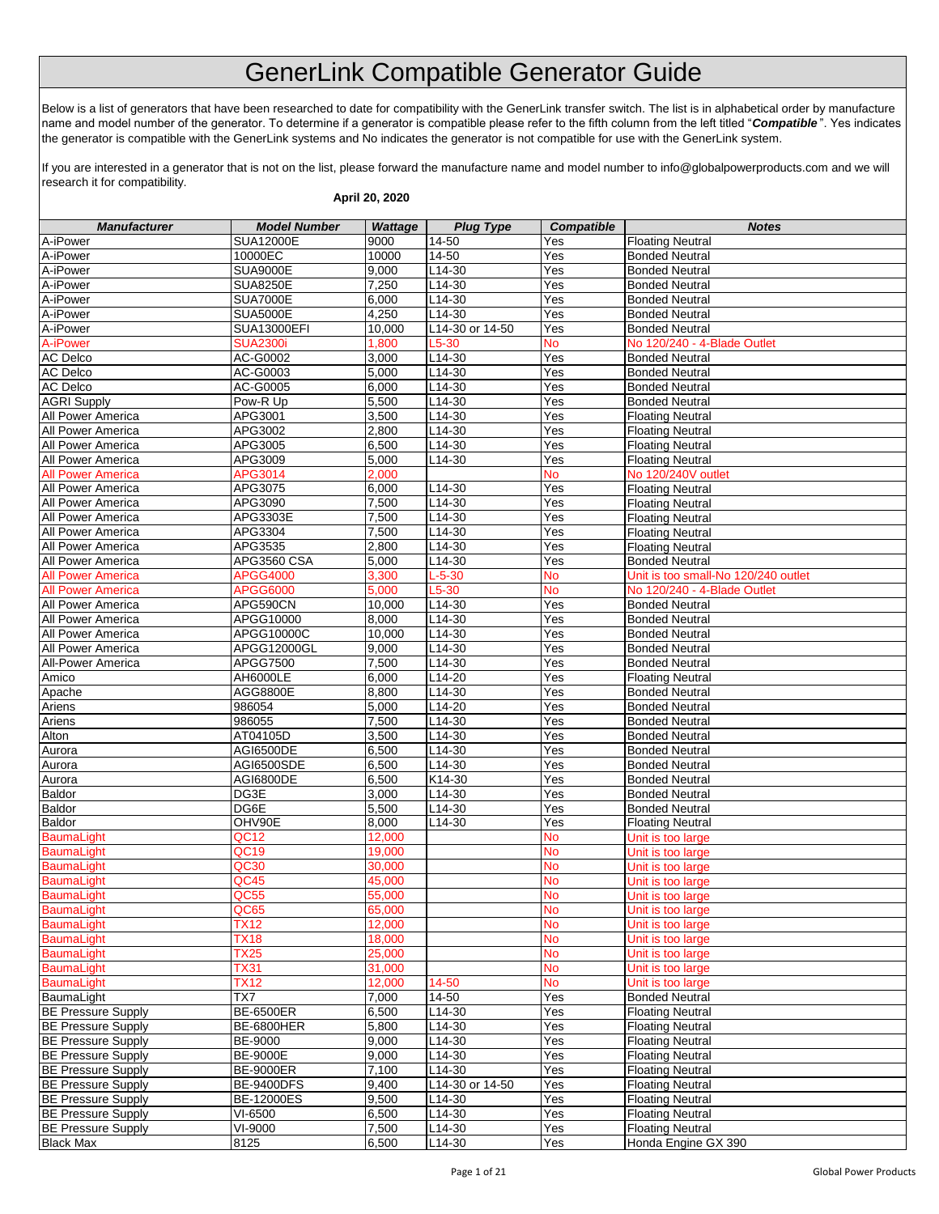# GenerLink Compatible Generator Guide

Below is a list of generators that have been researched to date for compatibility with the GenerLink transfer switch. The list is in alphabetical order by manufacture name and model number of the generator. To determine if a generator is compatible please refer to the fifth column from the left titled "***Compatible***". Yes indicates the generator is compatible with the GenerLink systems and No indicates the generator is not compatible for use with the GenerLink system.

If you are interested in a generator that is not on the list, please forward the manufacture name and model number to info@globalpowerproducts.com and we will research it for compatibility.

**April 20, 2020**

| ***Manufacturer*** | ***Model Number*** | ***Wattage*** | ***Plug Type*** | ***Compatible*** | ***Notes*** |
|---|---|---|---|---|---|
| A-iPower | SUA12000E | 9000 | 14-50 | Yes | Floating Neutral |
| A-iPower | 10000EC | 10000 | 14-50 | Yes | Bonded Neutral |
| A-iPower | SUA9000E | 9,000 | L14-30 | Yes | Bonded Neutral |
| A-iPower | SUA8250E | 7,250 | L14-30 | Yes | Bonded Neutral |
| A-iPower | SUA7000E | 6,000 | L14-30 | Yes | Bonded Neutral |
| A-iPower | SUA5000E | 4,250 | L14-30 | Yes | Bonded Neutral |
| A-iPower | SUA13000EFI | 10,000 | L14-30 or 14-50 | Yes | Bonded Neutral |
| A-iPower | SUA2300i | 1,800 | L5-30 | No | No 120/240 - 4-Blade Outlet |
| AC Delco | AC-G0002 | 3,000 | L14-30 | Yes | Bonded Neutral |
| AC Delco | AC-G0003 | 5,000 | L14-30 | Yes | Bonded Neutral |
| AC Delco | AC-G0005 | 6,000 | L14-30 | Yes | Bonded Neutral |
| AGRI Supply | Pow-R Up | 5,500 | L14-30 | Yes | Bonded Neutral |
| All Power America | APG3001 | 3,500 | L14-30 | Yes | Floating Neutral |
| All Power America | APG3002 | 2,800 | L14-30 | Yes | Floating Neutral |
| All Power America | APG3005 | 6,500 | L14-30 | Yes | Floating Neutral |
| All Power America | APG3009 | 5,000 | L14-30 | Yes | Floating Neutral |
| All Power America | APG3014 | 2,000 | | No | No 120/240V outlet |
| All Power America | APG3075 | 6,000 | L14-30 | Yes | Floating Neutral |
| All Power America | APG3090 | 7,500 | L14-30 | Yes | Floating Neutral |
| All Power America | APG3303E | 7,500 | L14-30 | Yes | Floating Neutral |
| All Power America | APG3304 | 7,500 | L14-30 | Yes | Floating Neutral |
| All Power America | APG3535 | 2,800 | L14-30 | Yes | Floating Neutral |
| All Power America | APG3560 CSA | 5,000 | L14-30 | Yes | Bonded Neutral |
| All Power America | APGG4000 | 3,300 | L-5-30 | No | Unit is too small-No 120/240 outlet |
| All Power America | APGG6000 | 5,000 | L5-30 | No | No 120/240 - 4-Blade Outlet |
| All Power America | APG590CN | 10,000 | L14-30 | Yes | Bonded Neutral |
| All Power America | APGG10000 | 8,000 | L14-30 | Yes | Bonded Neutral |
| All Power America | APGG10000C | 10,000 | L14-30 | Yes | Bonded Neutral |
| All Power America | APGG12000GL | 9,000 | L14-30 | Yes | Bonded Neutral |
| All-Power America | APGG7500 | 7,500 | L14-30 | Yes | Bonded Neutral |
| Amico | AH6000LE | 6,000 | L14-20 | Yes | Floating Neutral |
| Apache | AGG8800E | 8,800 | L14-30 | Yes | Bonded Neutral |
| Ariens | 986054 | 5,000 | L14-20 | Yes | Bonded Neutral |
| Ariens | 986055 | 7,500 | L14-30 | Yes | Bonded Neutral |
| Alton | AT04105D | 3,500 | L14-30 | Yes | Bonded Neutral |
| Aurora | AGI6500DE | 6,500 | L14-30 | Yes | Bonded Neutral |
| Aurora | AGI6500SDE | 6,500 | L14-30 | Yes | Bonded Neutral |
| Aurora | AGI6800DE | 6,500 | K14-30 | Yes | Bonded Neutral |
| Baldor | DG3E | 3,000 | L14-30 | Yes | Bonded Neutral |
| Baldor | DG6E | 5,500 | L14-30 | Yes | Bonded Neutral |
| Baldor | OHV90E | 8,000 | L14-30 | Yes | Floating Neutral |
| BaumaLight | QC12 | 12,000 | | No | Unit is too large |
| BaumaLight | QC19 | 19,000 | | No | Unit is too large |
| BaumaLight | QC30 | 30,000 | | No | Unit is too large |
| BaumaLight | QC45 | 45,000 | | No | Unit is too large |
| BaumaLight | QC55 | 55,000 | | No | Unit is too large |
| BaumaLight | QC65 | 65,000 | | No | Unit is too large |
| BaumaLight | TX12 | 12,000 | | No | Unit is too large |
| BaumaLight | TX18 | 18,000 | | No | Unit is too large |
| BaumaLight | TX25 | 25,000 | | No | Unit is too large |
| BaumaLight | TX31 | 31,000 | | No | Unit is too large |
| BaumaLight | TX12 | 12,000 | 14-50 | No | Unit is too large |
| BaumaLight | TX7 | 7,000 | 14-50 | Yes | Bonded Neutral |
| BE Pressure Supply | BE-6500ER | 6,500 | L14-30 | Yes | Floating Neutral |
| BE Pressure Supply | BE-6800HER | 5,800 | L14-30 | Yes | Floating Neutral |
| BE Pressure Supply | BE-9000 | 9,000 | L14-30 | Yes | Floating Neutral |
| BE Pressure Supply | BE-9000E | 9,000 | L14-30 | Yes | Floating Neutral |
| BE Pressure Supply | BE-9000ER | 7,100 | L14-30 | Yes | Floating Neutral |
| BE Pressure Supply | BE-9400DFS | 9,400 | L14-30 or 14-50 | Yes | Floating Neutral |
| BE Pressure Supply | BE-12000ES | 9,500 | L14-30 | Yes | Floating Neutral |
| BE Pressure Supply | VI-6500 | 6,500 | L14-30 | Yes | Floating Neutral |
| BE Pressure Supply | VI-9000 | 7,500 | L14-30 | Yes | Floating Neutral |
| Black Max | 8125 | 6,500 | L14-30 | Yes | Honda Engine GX 390 |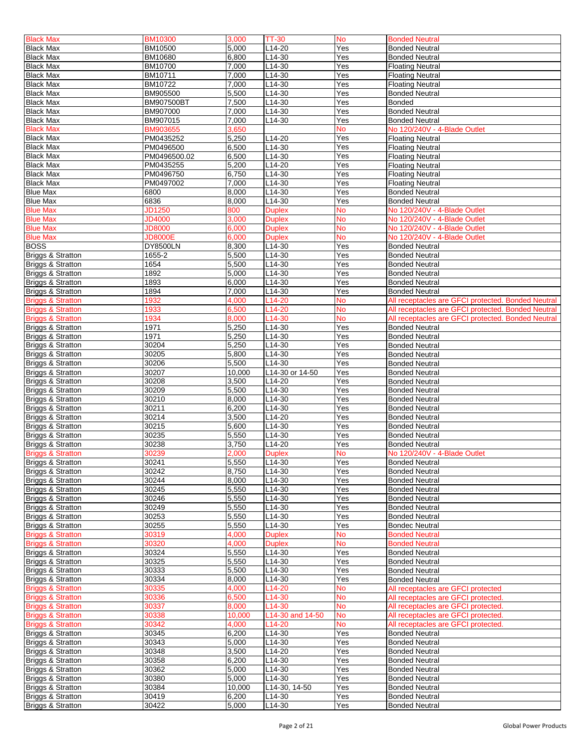| Black Max | BM10300 | 3,000 | TT-30 | No | Bonded Neutral |
|---|---|---|---|---|---|
| Black Max | BM10500 | 5,000 | L14-20 | Yes | Bonded Neutral |
| Black Max | BM10680 | 6,800 | L14-30 | Yes | Bonded Neutral |
| Black Max | BM10700 | 7,000 | L14-30 | Yes | Floating Neutral |
| Black Max | BM10711 | 7,000 | L14-30 | Yes | Floating Neutral |
| Black Max | BM10722 | 7,000 | L14-30 | Yes | Floating Neutral |
| Black Max | BM905500 | 5,500 | L14-30 | Yes | Bonded Neutral |
| Black Max | BM907500BT | 7,500 | L14-30 | Yes | Bonded |
| Black Max | BM907000 | 7,000 | L14-30 | Yes | Bonded Neutral |
| Black Max | BM907015 | 7,000 | L14-30 | Yes | Bonded Neutral |
| Black Max | BM903655 | 3,650 | | No | No 120/240V - 4-Blade Outlet |
| Black Max | PM0435252 | 5,250 | L14-20 | Yes | Floating Neutral |
| Black Max | PM0496500 | 6,500 | L14-30 | Yes | Floating Neutral |
| Black Max | PM0496500.02 | 6,500 | L14-30 | Yes | Floating Neutral |
| Black Max | PM0435255 | 5,200 | L14-20 | Yes | Floating Neutral |
| Black Max | PM0496750 | 6,750 | L14-30 | Yes | Floating Neutral |
| Black Max | PM0497002 | 7,000 | L14-30 | Yes | Floating Neutral |
| Blue Max | 6800 | 8,000 | L14-30 | Yes | Bonded Neutral |
| Blue Max | 6836 | 8,000 | L14-30 | Yes | Bonded Neutral |
| Blue Max | JD1250 | 800 | Duplex | No | No 120/240V - 4-Blade Outlet |
| Blue Max | JD4000 | 3,000 | Duplex | No | No 120/240V - 4-Blade Outlet |
| Blue Max | JD8000 | 6,000 | Duplex | No | No 120/240V - 4-Blade Outlet |
| Blue Max | JD8000E | 6,000 | Duplex | No | No 120/240V - 4-Blade Outlet |
| BOSS | DY8500LN | 8,300 | L14-30 | Yes | Bonded Neutral |
| Briggs & Stratton | 1655-2 | 5,500 | L14-30 | Yes | Bonded Neutral |
| Briggs & Stratton | 1654 | 5,500 | L14-30 | Yes | Bonded Neutral |
| Briggs & Stratton | 1892 | 5,000 | L14-30 | Yes | Bonded Neutral |
| Briggs & Stratton | 1893 | 6,000 | L14-30 | Yes | Bonded Neutral |
| Briggs & Stratton | 1894 | 7,000 | L14-30 | Yes | Bonded Neutral |
| Briggs & Stratton | 1932 | 4,000 | L14-20 | No | All receptacles are GFCI protected. Bonded Neutral |
| Briggs & Stratton | 1933 | 6,500 | L14-20 | No | All receptacles are GFCI protected. Bonded Neutral |
| Briggs & Stratton | 1934 | 8,000 | L14-30 | No | All receptacles are GFCI protected. Bonded Neutral |
| Briggs & Stratton | 1971 | 5,250 | L14-30 | Yes | Bonded Neutral |
| Briggs & Stratton | 1971 | 5,250 | L14-30 | Yes | Bonded Neutral |
| Briggs & Stratton | 30204 | 5,250 | L14-30 | Yes | Bonded Neutral |
| Briggs & Stratton | 30205 | 5,800 | L14-30 | Yes | Bonded Neutral |
| Briggs & Stratton | 30206 | 5,500 | L14-30 | Yes | Bonded Neutral |
| Briggs & Stratton | 30207 | 10,000 | L14-30 or 14-50 | Yes | Bonded Neutral |
| Briggs & Stratton | 30208 | 3,500 | L14-20 | Yes | Bonded Neutral |
| Briggs & Stratton | 30209 | 5,500 | L14-30 | Yes | Bonded Neutral |
| Briggs & Stratton | 30210 | 8,000 | L14-30 | Yes | Bonded Neutral |
| Briggs & Stratton | 30211 | 6,200 | L14-30 | Yes | Bonded Neutral |
| Briggs & Stratton | 30214 | 3,500 | L14-20 | Yes | Bonded Neutral |
| Briggs & Stratton | 30215 | 5,600 | L14-30 | Yes | Bonded Neutral |
| Briggs & Stratton | 30235 | 5,550 | L14-30 | Yes | Bonded Neutral |
| Briggs & Stratton | 30238 | 3,750 | L14-20 | Yes | Bonded Neutral |
| Briggs & Stratton | 30239 | 2,000 | Duplex | No | No 120/240V - 4-Blade Outlet |
| Briggs & Stratton | 30241 | 5,550 | L14-30 | Yes | Bonded Neutral |
| Briggs & Stratton | 30242 | 8,750 | L14-30 | Yes | Bonded Neutral |
| Briggs & Stratton | 30244 | 8,000 | L14-30 | Yes | Bonded Neutral |
| Briggs & Stratton | 30245 | 5,550 | L14-30 | Yes | Bonded Neutral |
| Briggs & Stratton | 30246 | 5,550 | L14-30 | Yes | Bonded Neutral |
| Briggs & Stratton | 30249 | 5,550 | L14-30 | Yes | Bonded Neutral |
| Briggs & Stratton | 30253 | 5,550 | L14-30 | Yes | Bonded Neutral |
| Briggs & Stratton | 30255 | 5,550 | L14-30 | Yes | Bondec Neutral |
| Briggs & Stratton | 30319 | 4,000 | Duplex | No | Bonded Neutral |
| Briggs & Stratton | 30320 | 4,000 | Duplex | No | Bonded Neutral |
| Briggs & Stratton | 30324 | 5,550 | L14-30 | Yes | Bonded Neutral |
| Briggs & Stratton | 30325 | 5,550 | L14-30 | Yes | Bonded Neutral |
| Briggs & Stratton | 30333 | 5,500 | L14-30 | Yes | Bonded Neutral |
| Briggs & Stratton | 30334 | 8,000 | L14-30 | Yes | Bonded Neutral |
| Briggs & Stratton | 30335 | 4,000 | L14-20 | No | All receptacles are GFCI protected |
| Briggs & Stratton | 30336 | 6,500 | L14-30 | No | All receptacles are GFCI protected. |
| Briggs & Stratton | 30337 | 8,000 | L14-30 | No | All receptacles are GFCI protected. |
| Briggs & Stratton | 30338 | 10,000 | L14-30 and 14-50 | No | All receptacles are GFCI protected. |
| Briggs & Stratton | 30342 | 4,000 | L14-20 | No | All receptacles are GFCI protected. |
| Briggs & Stratton | 30345 | 6,200 | L14-30 | Yes | Bonded Neutral |
| Briggs & Stratton | 30343 | 5,000 | L14-30 | Yes | Bonded Neutral |
| Briggs & Stratton | 30348 | 3,500 | L14-20 | Yes | Bonded Neutral |
| Briggs & Stratton | 30358 | 6,200 | L14-30 | Yes | Bonded Neutral |
| Briggs & Stratton | 30362 | 5,000 | L14-30 | Yes | Bonded Neutral |
| Briggs & Stratton | 30380 | 5,000 | L14-30 | Yes | Bonded Neutral |
| Briggs & Stratton | 30384 | 10,000 | L14-30, 14-50 | Yes | Bonded Neutral |
| Briggs & Stratton | 30419 | 6,200 | L14-30 | Yes | Bonded Neutral |
| Briggs & Stratton | 30422 | 5,000 | L14-30 | Yes | Bonded Neutral |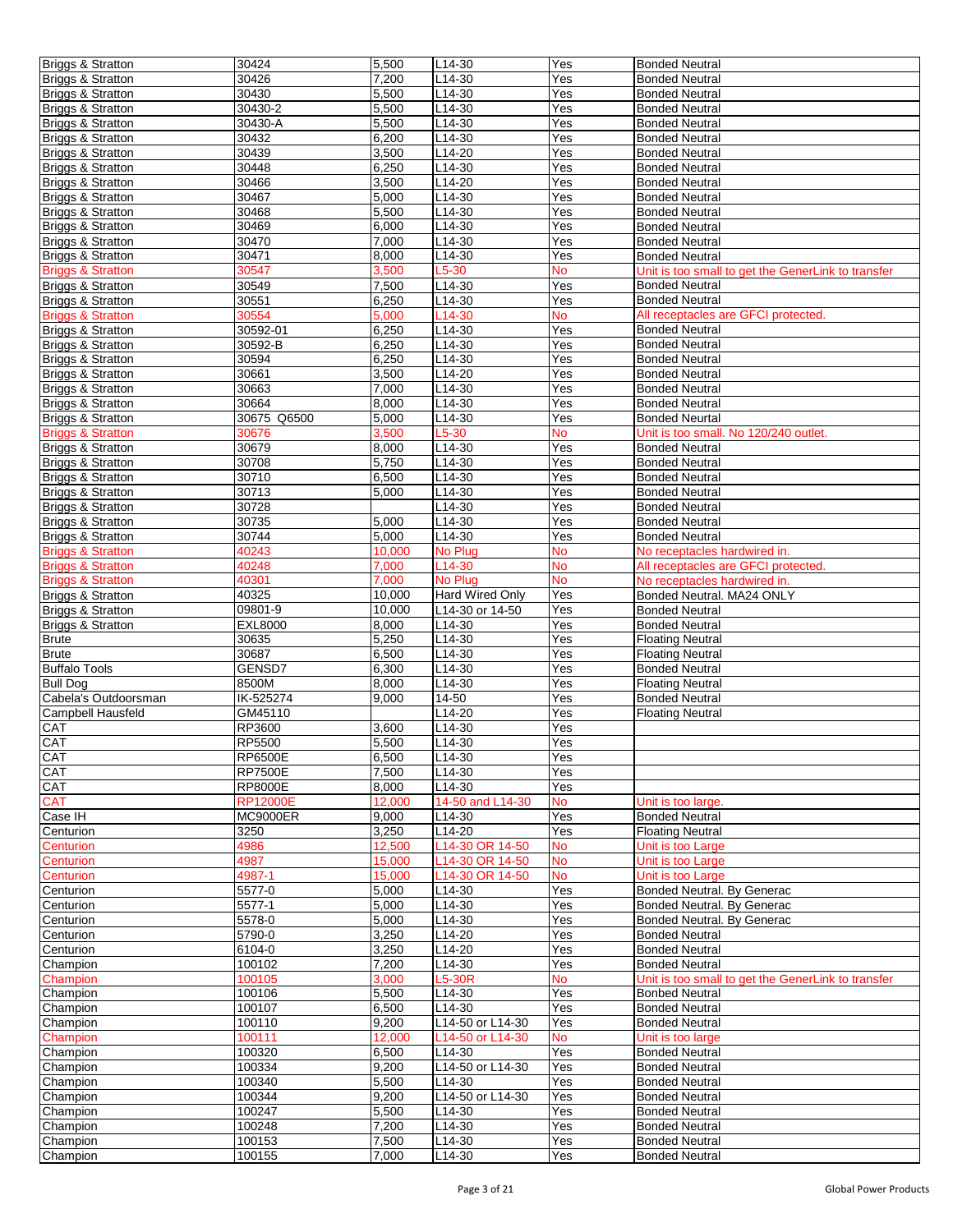| Briggs & Stratton | 30424 | 5,500 | L14-30 | Yes | Bonded Neutral |
|---|---|---|---|---|---|
| Briggs & Stratton | 30426 | 7,200 | L14-30 | Yes | Bonded Neutral |
| Briggs & Stratton | 30430 | 5,500 | L14-30 | Yes | Bonded Neutral |
| Briggs & Stratton | 30430-2 | 5,500 | L14-30 | Yes | Bonded Neutral |
| Briggs & Stratton | 30430-A | 5,500 | L14-30 | Yes | Bonded Neutral |
| Briggs & Stratton | 30432 | 6,200 | L14-30 | Yes | Bonded Neutral |
| Briggs & Stratton | 30439 | 3,500 | L14-20 | Yes | Bonded Neutral |
| Briggs & Stratton | 30448 | 6,250 | L14-30 | Yes | Bonded Neutral |
| Briggs & Stratton | 30466 | 3,500 | L14-20 | Yes | Bonded Neutral |
| Briggs & Stratton | 30467 | 5,000 | L14-30 | Yes | Bonded Neutral |
| Briggs & Stratton | 30468 | 5,500 | L14-30 | Yes | Bonded Neutral |
| Briggs & Stratton | 30469 | 6,000 | L14-30 | Yes | Bonded Neutral |
| Briggs & Stratton | 30470 | 7,000 | L14-30 | Yes | Bonded Neutral |
| Briggs & Stratton | 30471 | 8,000 | L14-30 | Yes | Bonded Neutral |
| Briggs & Stratton | 30547 | 3,500 | L5-30 | No | Unit is too small to get the GenerLink to transfer |
| Briggs & Stratton | 30549 | 7,500 | L14-30 | Yes | Bonded Neutral |
| Briggs & Stratton | 30551 | 6,250 | L14-30 | Yes | Bonded Neutral |
| Briggs & Stratton | 30554 | 5,000 | L14-30 | No | All receptacles are GFCI protected. |
| Briggs & Stratton | 30592-01 | 6,250 | L14-30 | Yes | Bonded Neutral |
| Briggs & Stratton | 30592-B | 6,250 | L14-30 | Yes | Bonded Neutral |
| Briggs & Stratton | 30594 | 6,250 | L14-30 | Yes | Bonded Neutral |
| Briggs & Stratton | 30661 | 3,500 | L14-20 | Yes | Bonded Neutral |
| Briggs & Stratton | 30663 | 7,000 | L14-30 | Yes | Bonded Neutral |
| Briggs & Stratton | 30664 | 8,000 | L14-30 | Yes | Bonded Neutral |
| Briggs & Stratton | 30675 Q6500 | 5,000 | L14-30 | Yes | Bonded Neutral |
| Briggs & Stratton | 30676 | 3,500 | L5-30 | No | Unit is too small. No 120/240 outlet. |
| Briggs & Stratton | 30679 | 8,000 | L14-30 | Yes | Bonded Neutral |
| Briggs & Stratton | 30708 | 5,750 | L14-30 | Yes | Bonded Neutral |
| Briggs & Stratton | 30710 | 6,500 | L14-30 | Yes | Bonded Neutral |
| Briggs & Stratton | 30713 | 5,000 | L14-30 | Yes | Bonded Neutral |
| Briggs & Stratton | 30728 | | L14-30 | Yes | Bonded Neutral |
| Briggs & Stratton | 30735 | 5,000 | L14-30 | Yes | Bonded Neutral |
| Briggs & Stratton | 30744 | 5,000 | L14-30 | Yes | Bonded Neutral |
| Briggs & Stratton | 40243 | 10,000 | No Plug | No | No receptacles hardwired in. |
| Briggs & Stratton | 40248 | 7,000 | L14-30 | No | All receptacles are GFCI protected. |
| Briggs & Stratton | 40301 | 7,000 | No Plug | No | No receptacles hardwired in. |
| Briggs & Stratton | 40325 | 10,000 | Hard Wired Only | Yes | Bonded Neutral. MA24 ONLY |
| Briggs & Stratton | 09801-9 | 10,000 | L14-30 or 14-50 | Yes | Bonded Neutral |
| Briggs & Stratton | EXL8000 | 8,000 | L14-30 | Yes | Bonded Neutral |
| Brute | 30635 | 5,250 | L14-30 | Yes | Floating Neutral |
| Brute | 30687 | 6,500 | L14-30 | Yes | Floating Neutral |
| Buffalo Tools | GENSD7 | 6,300 | L14-30 | Yes | Bonded Neutral |
| Bull Dog | 8500M | 8,000 | L14-30 | Yes | Floating Neutral |
| Cabela's Outdoorsman | IK-525274 | 9,000 | 14-50 | Yes | Bonded Neutral |
| Campbell Hausfeld | GM45110 | | L14-20 | Yes | Floating Neutral |
| CAT | RP3600 | 3,600 | L14-30 | Yes | |
| CAT | RP5500 | 5,500 | L14-30 | Yes | |
| CAT | RP6500E | 6,500 | L14-30 | Yes | |
| CAT | RP7500E | 7,500 | L14-30 | Yes | |
| CAT | RP8000E | 8,000 | L14-30 | Yes | |
| CAT | RP12000E | 12,000 | 14-50 and L14-30 | No | Unit is too large. |
| Case IH | MC9000ER | 9,000 | L14-30 | Yes | Bonded Neutral |
| Centurion | 3250 | 3,250 | L14-20 | Yes | Floating Neutral |
| Centurion | 4986 | 12,500 | L14-30 OR 14-50 | No | Unit is too Large |
| Centurion | 4987 | 15,000 | L14-30 OR 14-50 | No | Unit is too Large |
| Centurion | 4987-1 | 15,000 | L14-30 OR 14-50 | No | Unit is too Large |
| Centurion | 5577-0 | 5,000 | L14-30 | Yes | Bonded Neutral. By Generac |
| Centurion | 5577-1 | 5,000 | L14-30 | Yes | Bonded Neutral. By Generac |
| Centurion | 5578-0 | 5,000 | L14-30 | Yes | Bonded Neutral. By Generac |
| Centurion | 5790-0 | 3,250 | L14-20 | Yes | Bonded Neutral |
| Centurion | 6104-0 | 3,250 | L14-20 | Yes | Bonded Neutral |
| Champion | 100102 | 7,200 | L14-30 | Yes | Bonded Neutral |
| Champion | 100105 | 3,000 | L5-30R | No | Unit is too small to get the GenerLink to transfer |
| Champion | 100106 | 5,500 | L14-30 | Yes | Bonbed Neutral |
| Champion | 100107 | 6,500 | L14-30 | Yes | Bonded Neutral |
| Champion | 100110 | 9,200 | L14-50 or L14-30 | Yes | Bonded Neutral |
| Champion | 100111 | 12,000 | L14-50 or L14-30 | No | Unit is too large |
| Champion | 100320 | 6,500 | L14-30 | Yes | Bonded Neutral |
| Champion | 100334 | 9,200 | L14-50 or L14-30 | Yes | Bonded Neutral |
| Champion | 100340 | 5,500 | L14-30 | Yes | Bonded Neutral |
| Champion | 100344 | 9,200 | L14-50 or L14-30 | Yes | Bonded Neutral |
| Champion | 100247 | 5,500 | L14-30 | Yes | Bonded Neutral |
| Champion | 100248 | 7,200 | L14-30 | Yes | Bonded Neutral |
| Champion | 100153 | 7,500 | L14-30 | Yes | Bonded Neutral |
| Champion | 100155 | 7,000 | L14-30 | Yes | Bonded Neutral |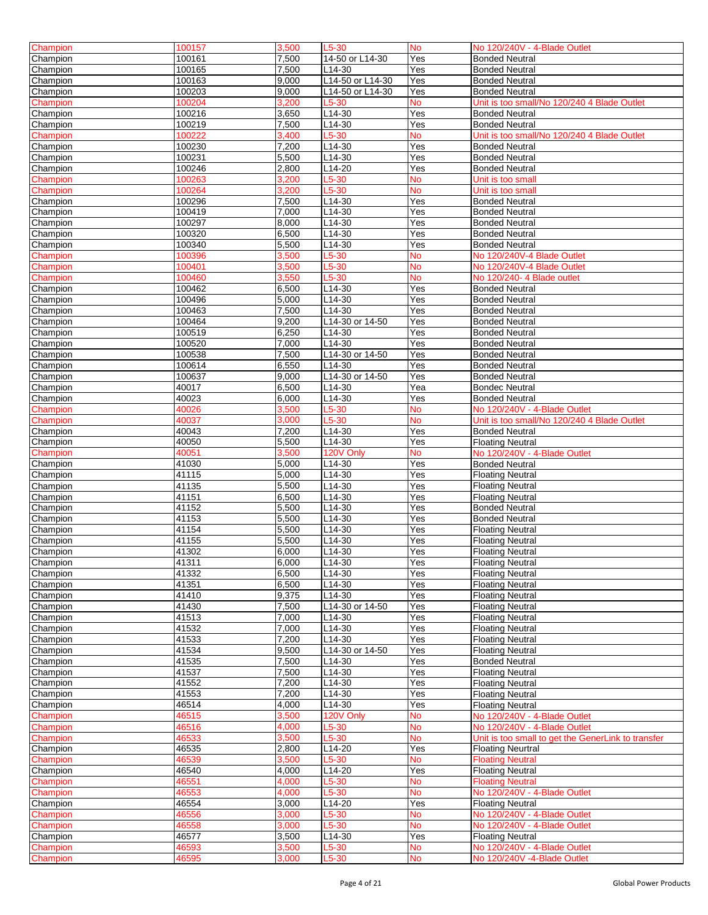| Champion | 100157 | 3,500 | L5-30 | No | No 120/240V - 4-Blade Outlet |
|---|---|---|---|---|---|
| Champion | 100161 | 7,500 | 14-50 or L14-30 | Yes | Bonded Neutral |
| Champion | 100165 | 7,500 | L14-30 | Yes | Bonded Neutral |
| Champion | 100163 | 9,000 | L14-50 or L14-30 | Yes | Bonded Neutral |
| Champion | 100203 | 9,000 | L14-50 or L14-30 | Yes | Bonded Neutral |
| Champion | 100204 | 3,200 | L5-30 | No | Unit is too small/No 120/240 4 Blade Outlet |
| Champion | 100216 | 3,650 | L14-30 | Yes | Bonded Neutral |
| Champion | 100219 | 7,500 | L14-30 | Yes | Bonded Neutral |
| Champion | 100222 | 3,400 | L5-30 | No | Unit is too small/No 120/240 4 Blade Outlet |
| Champion | 100230 | 7,200 | L14-30 | Yes | Bonded Neutral |
| Champion | 100231 | 5,500 | L14-30 | Yes | Bonded Neutral |
| Champion | 100246 | 2,800 | L14-20 | Yes | Bonded Neutral |
| Champion | 100263 | 3,200 | L5-30 | No | Unit is too small |
| Champion | 100264 | 3,200 | L5-30 | No | Unit is too small |
| Champion | 100296 | 7,500 | L14-30 | Yes | Bonded Neutral |
| Champion | 100419 | 7,000 | L14-30 | Yes | Bonded Neutral |
| Champion | 100297 | 8,000 | L14-30 | Yes | Bonded Neutral |
| Champion | 100320 | 6,500 | L14-30 | Yes | Bonded Neutral |
| Champion | 100340 | 5,500 | L14-30 | Yes | Bonded Neutral |
| Champion | 100396 | 3,500 | L5-30 | No | No 120/240V-4 Blade Outlet |
| Champion | 100401 | 3,500 | L5-30 | No | No 120/240V-4 Blade Outlet |
| Champion | 100460 | 3,550 | L5-30 | No | No 120/240- 4 Blade outlet |
| Champion | 100462 | 6,500 | L14-30 | Yes | Bonded Neutral |
| Champion | 100496 | 5,000 | L14-30 | Yes | Bonded Neutral |
| Champion | 100463 | 7,500 | L14-30 | Yes | Bonded Neutral |
| Champion | 100464 | 9,200 | L14-30 or 14-50 | Yes | Bonded Neutral |
| Champion | 100519 | 6,250 | L14-30 | Yes | Bonded Neutral |
| Champion | 100520 | 7,000 | L14-30 | Yes | Bonded Neutral |
| Champion | 100538 | 7,500 | L14-30 or 14-50 | Yes | Bonded Neutral |
| Champion | 100614 | 6,550 | L14-30 | Yes | Bonded Neutral |
| Champion | 100637 | 9,000 | L14-30 or 14-50 | Yes | Bonded Neutral |
| Champion | 40017 | 6,500 | L14-30 | Yea | Bondec Neutral |
| Champion | 40023 | 6,000 | L14-30 | Yes | Bonded Neutral |
| Champion | 40026 | 3,500 | L5-30 | No | No 120/240V - 4-Blade Outlet |
| Champion | 40037 | 3,000 | L5-30 | No | Unit is too small/No 120/240 4 Blade Outlet |
| Champion | 40043 | 7,200 | L14-30 | Yes | Bonded Neutral |
| Champion | 40050 | 5,500 | L14-30 | Yes | Floating Neutral |
| Champion | 40051 | 3,500 | 120V Only | No | No 120/240V - 4-Blade Outlet |
| Champion | 41030 | 5,000 | L14-30 | Yes | Bonded Neutral |
| Champion | 41115 | 5,000 | L14-30 | Yes | Floating Neutral |
| Champion | 41135 | 5,500 | L14-30 | Yes | Floating Neutral |
| Champion | 41151 | 6,500 | L14-30 | Yes | Floating Neutral |
| Champion | 41152 | 5,500 | L14-30 | Yes | Bonded Neutral |
| Champion | 41153 | 5,500 | L14-30 | Yes | Bonded Neutral |
| Champion | 41154 | 5,500 | L14-30 | Yes | Floating Neutral |
| Champion | 41155 | 5,500 | L14-30 | Yes | Floating Neutral |
| Champion | 41302 | 6,000 | L14-30 | Yes | Floating Neutral |
| Champion | 41311 | 6,000 | L14-30 | Yes | Floating Neutral |
| Champion | 41332 | 6,500 | L14-30 | Yes | Floating Neutral |
| Champion | 41351 | 6,500 | L14-30 | Yes | Floating Neutral |
| Champion | 41410 | 9,375 | L14-30 | Yes | Floating Neutral |
| Champion | 41430 | 7,500 | L14-30 or 14-50 | Yes | Floating Neutral |
| Champion | 41513 | 7,000 | L14-30 | Yes | Floating Neutral |
| Champion | 41532 | 7,000 | L14-30 | Yes | Floating Neutral |
| Champion | 41533 | 7,200 | L14-30 | Yes | Floating Neutral |
| Champion | 41534 | 9,500 | L14-30 or 14-50 | Yes | Floating Neutral |
| Champion | 41535 | 7,500 | L14-30 | Yes | Bonded Neutral |
| Champion | 41537 | 7,500 | L14-30 | Yes | Floating Neutral |
| Champion | 41552 | 7,200 | L14-30 | Yes | Floating Neutral |
| Champion | 41553 | 7,200 | L14-30 | Yes | Floating Neutral |
| Champion | 46514 | 4,000 | L14-30 | Yes | Floating Neutral |
| Champion | 46515 | 3,500 | 120V Only | No | No 120/240V - 4-Blade Outlet |
| Champion | 46516 | 4,000 | L5-30 | No | No 120/240V - 4-Blade Outlet |
| Champion | 46533 | 3,500 | L5-30 | No | Unit is too small to get the GenerLink to transfer |
| Champion | 46535 | 2,800 | L14-20 | Yes | Floating Neurtral |
| Champion | 46539 | 3,500 | L5-30 | No | Floating Neutral |
| Champion | 46540 | 4,000 | L14-20 | Yes | Floating Neutral |
| Champion | 46551 | 4,000 | L5-30 | No | Floating Neutral |
| Champion | 46553 | 4,000 | L5-30 | No | No 120/240V - 4-Blade Outlet |
| Champion | 46554 | 3,000 | L14-20 | Yes | Floating Neutral |
| Champion | 46556 | 3,000 | L5-30 | No | No 120/240V - 4-Blade Outlet |
| Champion | 46558 | 3,000 | L5-30 | No | No 120/240V - 4-Blade Outlet |
| Champion | 46577 | 3,500 | L14-30 | Yes | Floating Neutral |
| Champion | 46593 | 3,500 | L5-30 | No | No 120/240V - 4-Blade Outlet |
| Champion | 46595 | 3,000 | L5-30 | No | No 120/240V -4-Blade Outlet |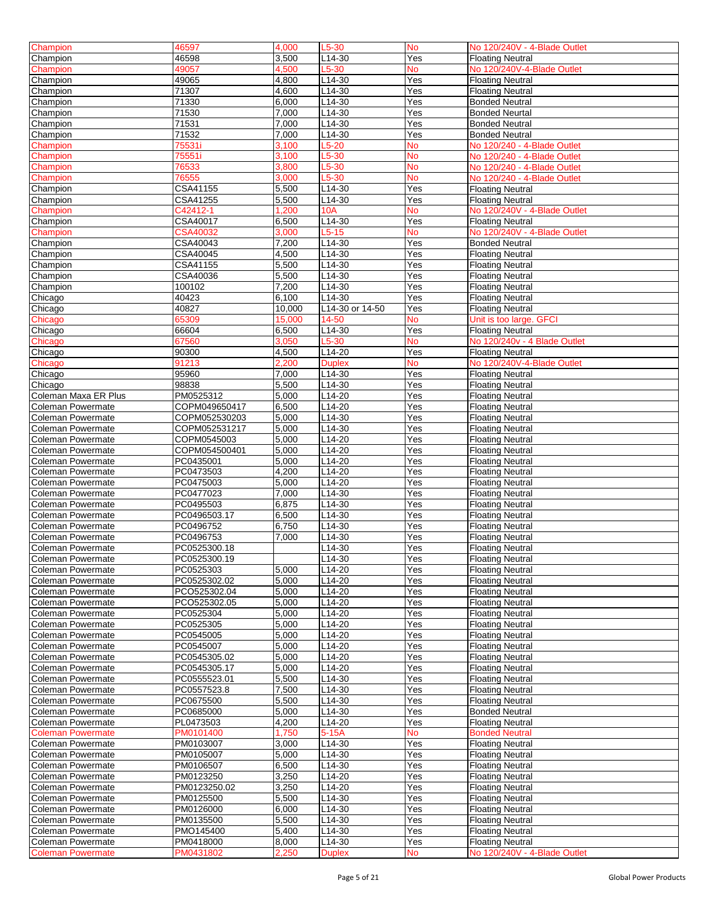| Champion | 46597 | 4,000 | L5-30 | No | No 120/240V - 4-Blade Outlet |
|---|---|---|---|---|---|
| Champion | 46598 | 3,500 | L14-30 | Yes | Floating Neutral |
| Champion | 49057 | 4,500 | L5-30 | No | No 120/240V-4-Blade Outlet |
| Champion | 49065 | 4,800 | L14-30 | Yes | Floating Neutral |
| Champion | 71307 | 4,600 | L14-30 | Yes | Floating Neutral |
| Champion | 71330 | 6,000 | L14-30 | Yes | Bonded Neutral |
| Champion | 71530 | 7,000 | L14-30 | Yes | Bonded Neurtal |
| Champion | 71531 | 7,000 | L14-30 | Yes | Bonded Neutral |
| Champion | 71532 | 7,000 | L14-30 | Yes | Bonded Neutral |
| Champion | 75531i | 3,100 | L5-20 | No | No 120/240 - 4-Blade Outlet |
| Champion | 75551i | 3,100 | L5-30 | No | No 120/240 - 4-Blade Outlet |
| Champion | 76533 | 3,800 | L5-30 | No | No 120/240 - 4-Blade Outlet |
| Champion | 76555 | 3,000 | L5-30 | No | No 120/240 - 4-Blade Outlet |
| Champion | CSA41155 | 5,500 | L14-30 | Yes | Floating Neutral |
| Champion | CSA41255 | 5,500 | L14-30 | Yes | Floating Neutral |
| Champion | C42412-1 | 1,200 | 10A | No | No 120/240V - 4-Blade Outlet |
| Champion | CSA40017 | 6,500 | L14-30 | Yes | Floating Neutral |
| Champion | CSA40032 | 3,000 | L5-15 | No | No 120/240V - 4-Blade Outlet |
| Champion | CSA40043 | 7,200 | L14-30 | Yes | Bonded Neutral |
| Champion | CSA40045 | 4,500 | L14-30 | Yes | Floating Neutral |
| Champion | CSA41155 | 5,500 | L14-30 | Yes | Floating Neutral |
| Champion | CSA40036 | 5,500 | L14-30 | Yes | Floating Neutral |
| Champion | 100102 | 7,200 | L14-30 | Yes | Floating Neutral |
| Chicago | 40423 | 6,100 | L14-30 | Yes | Floating Neutral |
| Chicago | 40827 | 10,000 | L14-30 or 14-50 | Yes | Floating Neutral |
| Chicago | 65309 | 15,000 | 14-50 | No | Unit is too large. GFCI |
| Chicago | 66604 | 6,500 | L14-30 | Yes | Floating Neutral |
| Chicago | 67560 | 3,050 | L5-30 | No | No 120/240v - 4 Blade Outlet |
| Chicago | 90300 | 4,500 | L14-20 | Yes | Floating Neutral |
| Chicago | 91213 | 2,200 | Duplex | No | No 120/240V-4-Blade Outlet |
| Chicago | 95960 | 7,000 | L14-30 | Yes | Floating Neutral |
| Chicago | 98838 | 5,500 | L14-30 | Yes | Floating Neutral |
| Coleman Maxa ER Plus | PM0525312 | 5,000 | L14-20 | Yes | Floating Neutral |
| Coleman Powermate | COPM049650417 | 6,500 | L14-20 | Yes | Floating Neutral |
| Coleman Powermate | COPM052530203 | 5,000 | L14-30 | Yes | Floating Neutral |
| Coleman Powermate | COPM052531217 | 5,000 | L14-30 | Yes | Floating Neutral |
| Coleman Powermate | COPM0545003 | 5,000 | L14-20 | Yes | Floating Neutral |
| Coleman Powermate | COPM054500401 | 5,000 | L14-20 | Yes | Floating Neutral |
| Coleman Powermate | PC0435001 | 5,000 | L14-20 | Yes | Floating Neutral |
| Coleman Powermate | PC0473503 | 4,200 | L14-20 | Yes | Floating Neutral |
| Coleman Powermate | PC0475003 | 5,000 | L14-20 | Yes | Floating Neutral |
| Coleman Powermate | PC0477023 | 7,000 | L14-30 | Yes | Floating Neutral |
| Coleman Powermate | PC0495503 | 6,875 | L14-30 | Yes | Floating Neutral |
| Coleman Powermate | PC0496503.17 | 6,500 | L14-30 | Yes | Floating Neutral |
| Coleman Powermate | PC0496752 | 6,750 | L14-30 | Yes | Floating Neutral |
| Coleman Powermate | PC0496753 | 7,000 | L14-30 | Yes | Floating Neutral |
| Coleman Powermate | PC0525300.18 | | L14-30 | Yes | Floating Neutral |
| Coleman Powermate | PC0525300.19 | | L14-30 | Yes | Floating Neutral |
| Coleman Powermate | PC0525303 | 5,000 | L14-20 | Yes | Floating Neutral |
| Coleman Powermate | PC0525302.02 | 5,000 | L14-20 | Yes | Floating Neutral |
| Coleman Powermate | PCO525302.04 | 5,000 | L14-20 | Yes | Floating Neutral |
| Coleman Powermate | PCO525302.05 | 5,000 | L14-20 | Yes | Floating Neutral |
| Coleman Powermate | PC0525304 | 5,000 | L14-20 | Yes | Floating Neutral |
| Coleman Powermate | PC0525305 | 5,000 | L14-20 | Yes | Floating Neutral |
| Coleman Powermate | PC0545005 | 5,000 | L14-20 | Yes | Floating Neutral |
| Coleman Powermate | PC0545007 | 5,000 | L14-20 | Yes | Floating Neutral |
| Coleman Powermate | PC0545305.02 | 5,000 | L14-20 | Yes | Floating Neutral |
| Coleman Powermate | PC0545305.17 | 5,000 | L14-20 | Yes | Floating Neutral |
| Coleman Powermate | PC0555523.01 | 5,500 | L14-30 | Yes | Floating Neutral |
| Coleman Powermate | PC0557523.8 | 7,500 | L14-30 | Yes | Floating Neutral |
| Coleman Powermate | PC0675500 | 5,500 | L14-30 | Yes | Floating Neutral |
| Coleman Powermate | PC0685000 | 5,000 | L14-30 | Yes | Bonded Neutral |
| Coleman Powermate | PL0473503 | 4,200 | L14-20 | Yes | Floating Neutral |
| Coleman Powermate | PM0101400 | 1,750 | 5-15A | No | Bonded Neutral |
| Coleman Powermate | PM0103007 | 3,000 | L14-30 | Yes | Floating Neutral |
| Coleman Powermate | PM0105007 | 5,000 | L14-30 | Yes | Floating Neutral |
| Coleman Powermate | PM0106507 | 6,500 | L14-30 | Yes | Floating Neutral |
| Coleman Powermate | PM0123250 | 3,250 | L14-20 | Yes | Floating Neutral |
| Coleman Powermate | PM0123250.02 | 3,250 | L14-20 | Yes | Floating Neutral |
| Coleman Powermate | PM0125500 | 5,500 | L14-30 | Yes | Floating Neutral |
| Coleman Powermate | PM0126000 | 6,000 | L14-30 | Yes | Floating Neutral |
| Coleman Powermate | PM0135500 | 5,500 | L14-30 | Yes | Floating Neutral |
| Coleman Powermate | PMO145400 | 5,400 | L14-30 | Yes | Floating Neutral |
| Coleman Powermate | PM0418000 | 8,000 | L14-30 | Yes | Floating Neutral |
| Coleman Powermate | PM0431802 | 2,250 | Duplex | No | No 120/240V - 4-Blade Outlet |

Global Power Products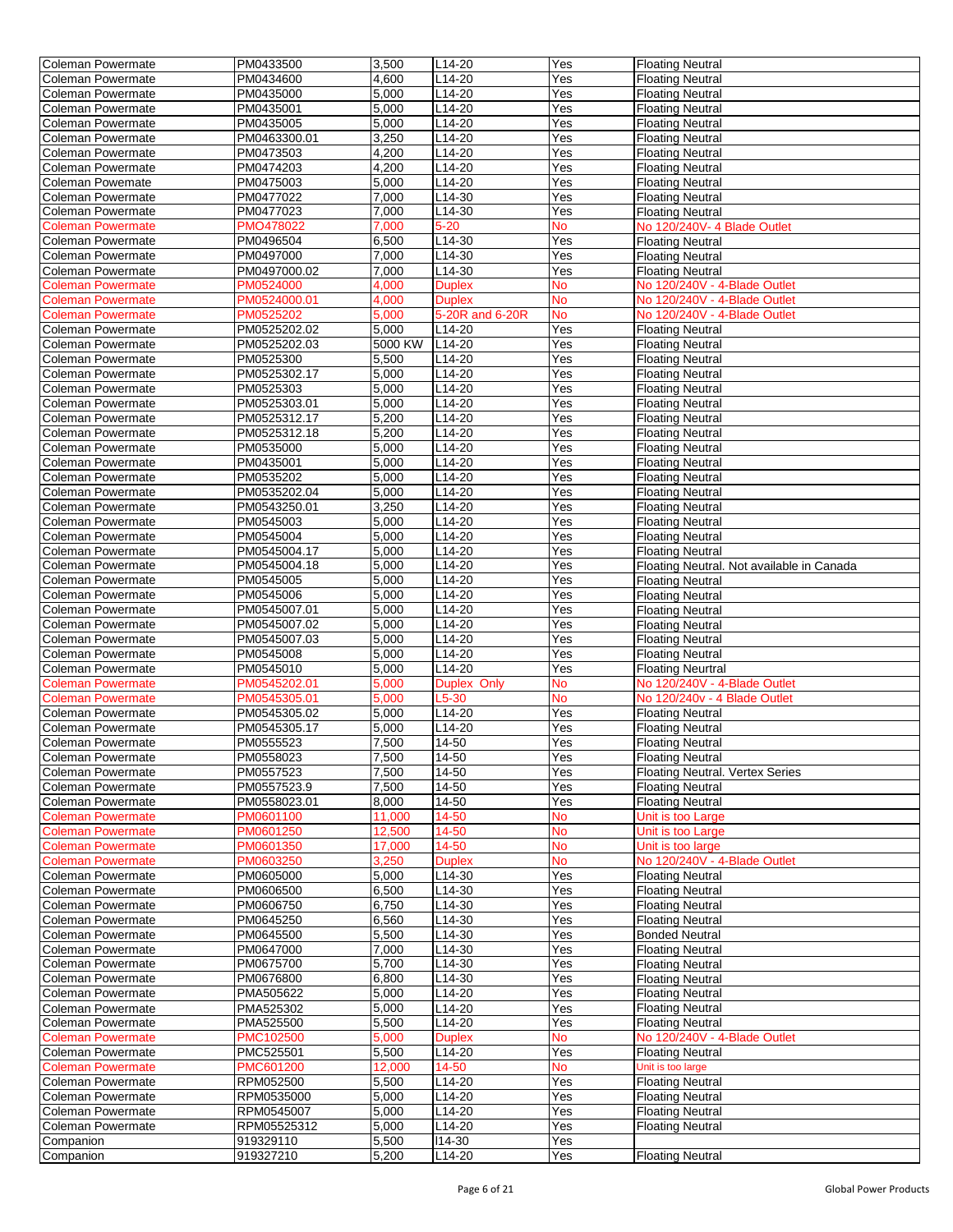| Coleman Powermate | PM0433500 | 3,500 | L14-20 | Yes | Floating Neutral |
|---|---|---|---|---|---|
| Coleman Powermate | PM0434600 | 4,600 | L14-20 | Yes | Floating Neutral |
| Coleman Powermate | PM0435000 | 5,000 | L14-20 | Yes | Floating Neutral |
| Coleman Powermate | PM0435001 | 5,000 | L14-20 | Yes | Floating Neutral |
| Coleman Powermate | PM0435005 | 5,000 | L14-20 | Yes | Floating Neutral |
| Coleman Powermate | PM0463300.01 | 3,250 | L14-20 | Yes | Floating Neutral |
| Coleman Powermate | PM0473503 | 4,200 | L14-20 | Yes | Floating Neutral |
| Coleman Powermate | PM0474203 | 4,200 | L14-20 | Yes | Floating Neutral |
| Coleman Powemate | PM0475003 | 5,000 | L14-20 | Yes | Floating Neutral |
| Coleman Powermate | PM0477022 | 7,000 | L14-30 | Yes | Floating Neutral |
| Coleman Powermate | PM0477023 | 7,000 | L14-30 | Yes | Floating Neutral |
| Coleman Powermate | PMO478022 | 7,000 | 5-20 | No | No 120/240V- 4 Blade Outlet |
| Coleman Powermate | PM0496504 | 6,500 | L14-30 | Yes | Floating Neutral |
| Coleman Powermate | PM0497000 | 7,000 | L14-30 | Yes | Floating Neutral |
| Coleman Powermate | PM0497000.02 | 7,000 | L14-30 | Yes | Floating Neutral |
| Coleman Powermate | PM0524000 | 4,000 | Duplex | No | No 120/240V - 4-Blade Outlet |
| Coleman Powermate | PM0524000.01 | 4,000 | Duplex | No | No 120/240V - 4-Blade Outlet |
| Coleman Powermate | PM0525202 | 5,000 | 5-20R and 6-20R | No | No 120/240V - 4-Blade Outlet |
| Coleman Powermate | PM0525202.02 | 5,000 | L14-20 | Yes | Floating Neutral |
| Coleman Powermate | PM0525202.03 | 5000 KW | L14-20 | Yes | Floating Neutral |
| Coleman Powermate | PM0525300 | 5,500 | L14-20 | Yes | Floating Neutral |
| Coleman Powermate | PM0525302.17 | 5,000 | L14-20 | Yes | Floating Neutral |
| Coleman Powermate | PM0525303 | 5,000 | L14-20 | Yes | Floating Neutral |
| Coleman Powermate | PM0525303.01 | 5,000 | L14-20 | Yes | Floating Neutral |
| Coleman Powermate | PM0525312.17 | 5,200 | L14-20 | Yes | Floating Neutral |
| Coleman Powermate | PM0525312.18 | 5,200 | L14-20 | Yes | Floating Neutral |
| Coleman Powermate | PM0535000 | 5,000 | L14-20 | Yes | Floating Neutral |
| Coleman Powermate | PM0435001 | 5,000 | L14-20 | Yes | Floating Neutral |
| Coleman Powermate | PM0535202 | 5,000 | L14-20 | Yes | Floating Neutral |
| Coleman Powermate | PM0535202.04 | 5,000 | L14-20 | Yes | Floating Neutral |
| Coleman Powermate | PM0543250.01 | 3,250 | L14-20 | Yes | Floating Neutral |
| Coleman Powermate | PM0545003 | 5,000 | L14-20 | Yes | Floating Neutral |
| Coleman Powermate | PM0545004 | 5,000 | L14-20 | Yes | Floating Neutral |
| Coleman Powermate | PM0545004.17 | 5,000 | L14-20 | Yes | Floating Neutral |
| Coleman Powermate | PM0545004.18 | 5,000 | L14-20 | Yes | Floating Neutral. Not available in Canada |
| Coleman Powermate | PM0545005 | 5,000 | L14-20 | Yes | Floating Neutral |
| Coleman Powermate | PM0545006 | 5,000 | L14-20 | Yes | Floating Neutral |
| Coleman Powermate | PM0545007.01 | 5,000 | L14-20 | Yes | Floating Neutral |
| Coleman Powermate | PM0545007.02 | 5,000 | L14-20 | Yes | Floating Neutral |
| Coleman Powermate | PM0545007.03 | 5,000 | L14-20 | Yes | Floating Neutral |
| Coleman Powermate | PM0545008 | 5,000 | L14-20 | Yes | Floating Neutral |
| Coleman Powermate | PM0545010 | 5,000 | L14-20 | Yes | Floating Neurtral |
| Coleman Powermate | PM0545202.01 | 5,000 | Duplex Only | No | No 120/240V - 4-Blade Outlet |
| Coleman Powermate | PM0545305.01 | 5,000 | L5-30 | No | No 120/240v - 4 Blade Outlet |
| Coleman Powermate | PM0545305.02 | 5,000 | L14-20 | Yes | Floating Neutral |
| Coleman Powermate | PM0545305.17 | 5,000 | L14-20 | Yes | Floating Neutral |
| Coleman Powermate | PM0555523 | 7,500 | 14-50 | Yes | Floating Neutral |
| Coleman Powermate | PM0558023 | 7,500 | 14-50 | Yes | Floating Neutral |
| Coleman Powermate | PM0557523 | 7,500 | 14-50 | Yes | Floating Neutral. Vertex Series |
| Coleman Powermate | PM0557523.9 | 7,500 | 14-50 | Yes | Floating Neutral |
| Coleman Powermate | PM0558023.01 | 8,000 | 14-50 | Yes | Floating Neutral |
| Coleman Powermate | PM0601100 | 11,000 | 14-50 | No | Unit is too Large |
| Coleman Powermate | PM0601250 | 12,500 | 14-50 | No | Unit is too Large |
| Coleman Powermate | PM0601350 | 17,000 | 14-50 | No | Unit is too large |
| Coleman Powermate | PM0603250 | 3,250 | Duplex | No | No 120/240V - 4-Blade Outlet |
| Coleman Powermate | PM0605000 | 5,000 | L14-30 | Yes | Floating Neutral |
| Coleman Powermate | PM0606500 | 6,500 | L14-30 | Yes | Floating Neutral |
| Coleman Powermate | PM0606750 | 6,750 | L14-30 | Yes | Floating Neutral |
| Coleman Powermate | PM0645250 | 6,560 | L14-30 | Yes | Floating Neutral |
| Coleman Powermate | PM0645500 | 5,500 | L14-30 | Yes | Bonded Neutral |
| Coleman Powermate | PM0647000 | 7,000 | L14-30 | Yes | Floating Neutral |
| Coleman Powermate | PM0675700 | 5,700 | L14-30 | Yes | Floating Neutral |
| Coleman Powermate | PM0676800 | 6,800 | L14-30 | Yes | Floating Neutral |
| Coleman Powermate | PMA505622 | 5,000 | L14-20 | Yes | Floating Neutral |
| Coleman Powermate | PMA525302 | 5,000 | L14-20 | Yes | Floating Neutral |
| Coleman Powermate | PMA525500 | 5,500 | L14-20 | Yes | Floating Neutral |
| Coleman Powermate | PMC102500 | 5,000 | Duplex | No | No 120/240V - 4-Blade Outlet |
| Coleman Powermate | PMC525501 | 5,500 | L14-20 | Yes | Floating Neutral |
| Coleman Powermate | PMC601200 | 12,000 | 14-50 | No | Unit is too large |
| Coleman Powermate | RPM052500 | 5,500 | L14-20 | Yes | Floating Neutral |
| Coleman Powermate | RPM0535000 | 5,000 | L14-20 | Yes | Floating Neutral |
| Coleman Powermate | RPM0545007 | 5,000 | L14-20 | Yes | Floating Neutral |
| Coleman Powermate | RPM05525312 | 5,000 | L14-20 | Yes | Floating Neutral |
| Companion | 919329110 | 5,500 | l14-30 | Yes | |
| Companion | 919327210 | 5,200 | L14-20 | Yes | Floating Neutral |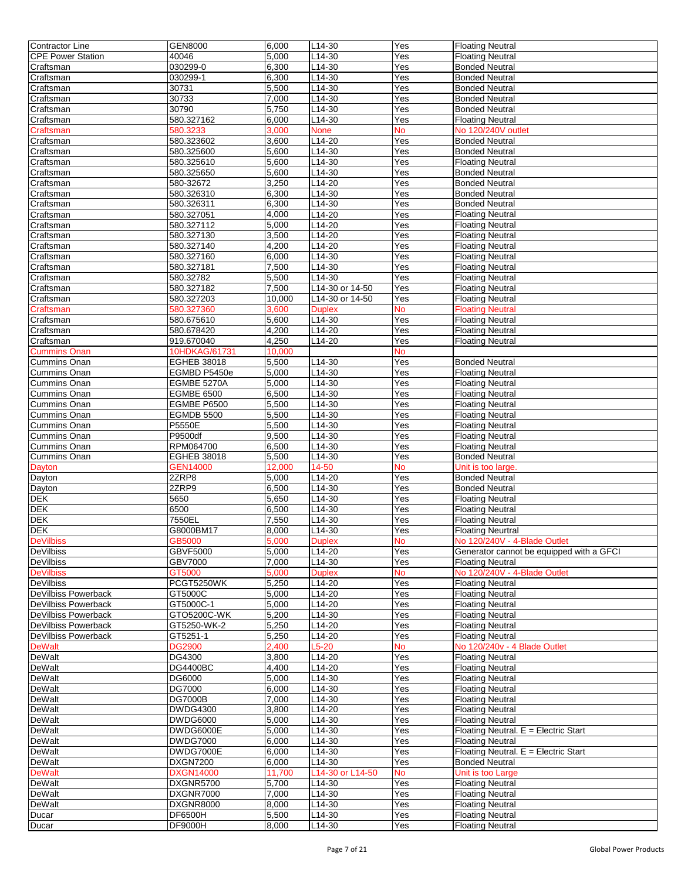| | | | | | |
|---|---|---|---|---|---|
| Contractor Line | GEN8000 | 6,000 | L14-30 | Yes | Floating Neutral |
| CPE Power Station | 40046 | 5,000 | L14-30 | Yes | Floating Neutral |
| Craftsman | 030299-0 | 6,300 | L14-30 | Yes | Bonded Neutral |
| Craftsman | 030299-1 | 6,300 | L14-30 | Yes | Bonded Neutral |
| Craftsman | 30731 | 5,500 | L14-30 | Yes | Bonded Neutral |
| Craftsman | 30733 | 7,000 | L14-30 | Yes | Bonded Neutral |
| Craftsman | 30790 | 5,750 | L14-30 | Yes | Bonded Neutral |
| Craftsman | 580.327162 | 6,000 | L14-30 | Yes | Floating Neutral |
| Craftsman | 580.3233 | 3,000 | None | No | No 120/240V outlet |
| Craftsman | 580.323602 | 3,600 | L14-20 | Yes | Bonded Neutral |
| Craftsman | 580.325600 | 5,600 | L14-30 | Yes | Bonded Neutral |
| Craftsman | 580.325610 | 5,600 | L14-30 | Yes | Floating Neutral |
| Craftsman | 580.325650 | 5,600 | L14-30 | Yes | Bonded Neutral |
| Craftsman | 580-32672 | 3,250 | L14-20 | Yes | Bonded Neutral |
| Craftsman | 580.326310 | 6,300 | L14-30 | Yes | Bonded Neutral |
| Craftsman | 580.326311 | 6,300 | L14-30 | Yes | Bonded Neutral |
| Craftsman | 580.327051 | 4,000 | L14-20 | Yes | Floating Neutral |
| Craftsman | 580.327112 | 5,000 | L14-20 | Yes | Floating Neutral |
| Craftsman | 580.327130 | 3,500 | L14-20 | Yes | Floating Neutral |
| Craftsman | 580.327140 | 4,200 | L14-20 | Yes | Floating Neutral |
| Craftsman | 580.327160 | 6,000 | L14-30 | Yes | Floating Neutral |
| Craftsman | 580.327181 | 7,500 | L14-30 | Yes | Floating Neutral |
| Craftsman | 580.32782 | 5,500 | L14-30 | Yes | Floating Neutral |
| Craftsman | 580.327182 | 7,500 | L14-30 or 14-50 | Yes | Floating Neutral |
| Craftsman | 580.327203 | 10,000 | L14-30 or 14-50 | Yes | Floating Neutral |
| Craftsman | 580.327360 | 3,600 | Duplex | No | Floating Neutral |
| Craftsman | 580.675610 | 5,600 | L14-30 | Yes | Floating Neutral |
| Craftsman | 580.678420 | 4,200 | L14-20 | Yes | Floating Neutral |
| Craftsman | 919.670040 | 4,250 | L14-20 | Yes | Floating Neutral |
| Cummins Onan | 10HDKAG/61731 | 10,000 | | No | |
| Cummins Onan | EGHEB 38018 | 5,500 | L14-30 | Yes | Bonded Neutral |
| Cummins Onan | EGMBD P5450e | 5,000 | L14-30 | Yes | Floating Neutral |
| Cummins Onan | EGMBE 5270A | 5,000 | L14-30 | Yes | Floating Neutral |
| Cummins Onan | EGMBE 6500 | 6,500 | L14-30 | Yes | Floating Neutral |
| Cummins Onan | EGMBE P6500 | 5,500 | L14-30 | Yes | Floating Neutral |
| Cummins Onan | EGMDB 5500 | 5,500 | L14-30 | Yes | Floating Neutral |
| Cummins Onan | P5550E | 5,500 | L14-30 | Yes | Floating Neutral |
| Cummins Onan | P9500df | 9,500 | L14-30 | Yes | Floating Neutral |
| Cummins Onan | RPM064700 | 6,500 | L14-30 | Yes | Floating Neutral |
| Cummins Onan | EGHEB 38018 | 5,500 | L14-30 | Yes | Bonded Neutral |
| Dayton | GEN14000 | 12,000 | 14-50 | No | Unit is too large. |
| Dayton | 2ZRP8 | 5,000 | L14-20 | Yes | Bonded Neutral |
| Dayton | 2ZRP9 | 6,500 | L14-30 | Yes | Bonded Neutral |
| DEK | 5650 | 5,650 | L14-30 | Yes | Floating Neutral |
| DEK | 6500 | 6,500 | L14-30 | Yes | Floating Neutral |
| DEK | 7550EL | 7,550 | L14-30 | Yes | Floating Neutral |
| DEK | G8000BM17 | 8,000 | L14-30 | Yes | Floating Neurtral |
| DeVilbiss | GB5000 | 5,000 | Duplex | No | No 120/240V - 4-Blade Outlet |
| DeVilbiss | GBVF5000 | 5,000 | L14-20 | Yes | Generator cannot be equipped with a GFCI |
| DeVilbiss | GBV7000 | 7,000 | L14-30 | Yes | Floating Neutral |
| DeVilbiss | GT5000 | 5,000 | Duplex | No | No 120/240V - 4-Blade Outlet |
| DeVilbiss | PCGT5250WK | 5,250 | L14-20 | Yes | Floating Neutral |
| DeVilbiss Powerback | GT5000C | 5,000 | L14-20 | Yes | Floating Neutral |
| DeVilbiss Powerback | GT5000C-1 | 5,000 | L14-20 | Yes | Floating Neutral |
| DeVilbiss Powerback | GTO5200C-WK | 5,200 | L14-30 | Yes | Floating Neutral |
| DeVilbiss Powerback | GT5250-WK-2 | 5,250 | L14-20 | Yes | Floating Neutral |
| DeVilbiss Powerback | GT5251-1 | 5,250 | L14-20 | Yes | Floating Neutral |
| DeWalt | DG2900 | 2,400 | L5-20 | No | No 120/240v - 4 Blade Outlet |
| DeWalt | DG4300 | 3,800 | L14-20 | Yes | Floating Neutral |
| DeWalt | DG4400BC | 4,400 | L14-20 | Yes | Floating Neutral |
| DeWalt | DG6000 | 5,000 | L14-30 | Yes | Floating Neutral |
| DeWalt | DG7000 | 6,000 | L14-30 | Yes | Floating Neutral |
| DeWalt | DG7000B | 7,000 | L14-30 | Yes | Floating Neutral |
| DeWalt | DWDG4300 | 3,800 | L14-20 | Yes | Floating Neutral |
| DeWalt | DWDG6000 | 5,000 | L14-30 | Yes | Floating Neutral |
| DeWalt | DWDG6000E | 5,000 | L14-30 | Yes | Floating Neutral. E = Electric Start |
| DeWalt | DWDG7000 | 6,000 | L14-30 | Yes | Floating Neutral |
| DeWalt | DWDG7000E | 6,000 | L14-30 | Yes | Floating Neutral. E = Electric Start |
| DeWalt | DXGN7200 | 6,000 | L14-30 | Yes | Bonded Neutral |
| DeWalt | DXGN14000 | 11,700 | L14-30 or L14-50 | No | Unit is too Large |
| DeWalt | DXGNR5700 | 5,700 | L14-30 | Yes | Floating Neutral |
| DeWalt | DXGNR7000 | 7,000 | L14-30 | Yes | Floating Neutral |
| DeWalt | DXGNR8000 | 8,000 | L14-30 | Yes | Floating Neutral |
| Ducar | DF6500H | 5,500 | L14-30 | Yes | Floating Neutral |
| Ducar | DF9000H | 8,000 | L14-30 | Yes | Floating Neutral |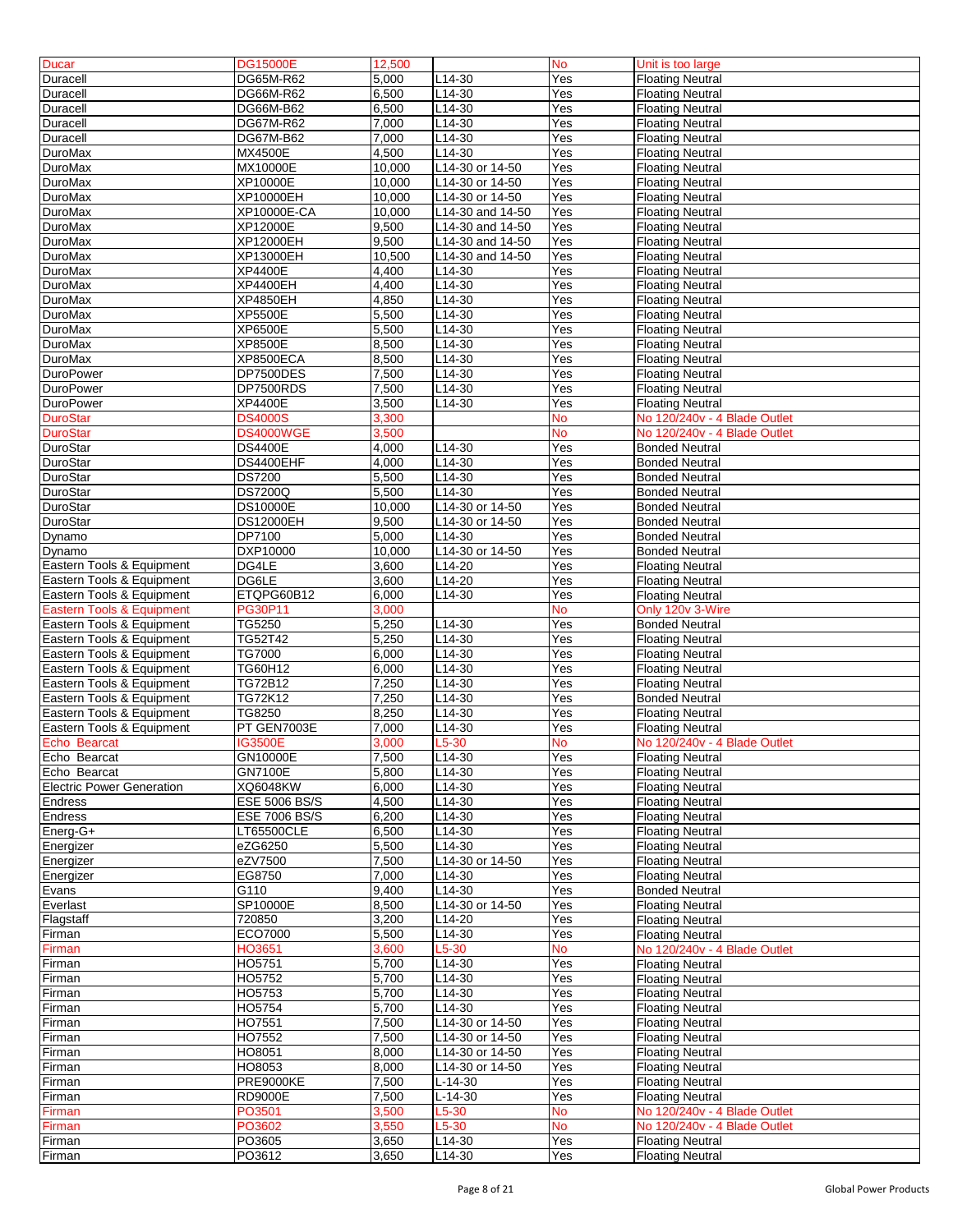| Ducar | DG15000E | 12,500 | | No | Unit is too large |
|---|---|---|---|---|---|
| Duracell | DG65M-R62 | 5,000 | L14-30 | Yes | Floating Neutral |
| Duracell | DG66M-R62 | 6,500 | L14-30 | Yes | Floating Neutral |
| Duracell | DG66M-B62 | 6,500 | L14-30 | Yes | Floating Neutral |
| Duracell | DG67M-R62 | 7,000 | L14-30 | Yes | Floating Neutral |
| Duracell | DG67M-B62 | 7,000 | L14-30 | Yes | Floating Neutral |
| DuroMax | MX4500E | 4,500 | L14-30 | Yes | Floating Neutral |
| DuroMax | MX10000E | 10,000 | L14-30 or 14-50 | Yes | Floating Neutral |
| DuroMax | XP10000E | 10,000 | L14-30 or 14-50 | Yes | Floating Neutral |
| DuroMax | XP10000EH | 10,000 | L14-30 or 14-50 | Yes | Floating Neutral |
| DuroMax | XP10000E-CA | 10,000 | L14-30 and 14-50 | Yes | Floating Neutral |
| DuroMax | XP12000E | 9,500 | L14-30 and 14-50 | Yes | Floating Neutral |
| DuroMax | XP12000EH | 9,500 | L14-30 and 14-50 | Yes | Floating Neutral |
| DuroMax | XP13000EH | 10,500 | L14-30 and 14-50 | Yes | Floating Neutral |
| DuroMax | XP4400E | 4,400 | L14-30 | Yes | Floating Neutral |
| DuroMax | XP4400EH | 4,400 | L14-30 | Yes | Floating Neutral |
| DuroMax | XP4850EH | 4,850 | L14-30 | Yes | Floating Neutral |
| DuroMax | XP5500E | 5,500 | L14-30 | Yes | Floating Neutral |
| DuroMax | XP6500E | 5,500 | L14-30 | Yes | Floating Neutral |
| DuroMax | XP8500E | 8,500 | L14-30 | Yes | Floating Neutral |
| DuroMax | XP8500ECA | 8,500 | L14-30 | Yes | Floating Neutral |
| DuroPower | DP7500DES | 7,500 | L14-30 | Yes | Floating Neutral |
| DuroPower | DP7500RDS | 7,500 | L14-30 | Yes | Floating Neutral |
| DuroPower | XP4400E | 3,500 | L14-30 | Yes | Floating Neutral |
| DuroStar | DS4000S | 3,300 | | No | No 120/240v - 4 Blade Outlet |
| DuroStar | DS4000WGE | 3,500 | | No | No 120/240v - 4 Blade Outlet |
| DuroStar | DS4400E | 4,000 | L14-30 | Yes | Bonded Neutral |
| DuroStar | DS4400EHF | 4,000 | L14-30 | Yes | Bonded Neutral |
| DuroStar | DS7200 | 5,500 | L14-30 | Yes | Bonded Neutral |
| DuroStar | DS7200Q | 5,500 | L14-30 | Yes | Bonded Neutral |
| DuroStar | DS10000E | 10,000 | L14-30 or 14-50 | Yes | Bonded Neutral |
| DuroStar | DS12000EH | 9,500 | L14-30 or 14-50 | Yes | Bonded Neutral |
| Dynamo | DP7100 | 5,000 | L14-30 | Yes | Bonded Neutral |
| Dynamo | DXP10000 | 10,000 | L14-30 or 14-50 | Yes | Bonded Neutral |
| Eastern Tools & Equipment | DG4LE | 3,600 | L14-20 | Yes | Floating Neutral |
| Eastern Tools & Equipment | DG6LE | 3,600 | L14-20 | Yes | Floating Neutral |
| Eastern Tools & Equipment | ETQPG60B12 | 6,000 | L14-30 | Yes | Floating Neutral |
| Eastern Tools & Equipment | PG30P11 | 3,000 | | No | Only 120v 3-Wire |
| Eastern Tools & Equipment | TG5250 | 5,250 | L14-30 | Yes | Bonded Neutral |
| Eastern Tools & Equipment | TG52T42 | 5,250 | L14-30 | Yes | Floating Neutral |
| Eastern Tools & Equipment | TG7000 | 6,000 | L14-30 | Yes | Floating Neutral |
| Eastern Tools & Equipment | TG60H12 | 6,000 | L14-30 | Yes | Floating Neutral |
| Eastern Tools & Equipment | TG72B12 | 7,250 | L14-30 | Yes | Floating Neutral |
| Eastern Tools & Equipment | TG72K12 | 7,250 | L14-30 | Yes | Bonded Neutral |
| Eastern Tools & Equipment | TG8250 | 8,250 | L14-30 | Yes | Floating Neutral |
| Eastern Tools & Equipment | PT GEN7003E | 7,000 | L14-30 | Yes | Floating Neutral |
| Echo Bearcat | IG3500E | 3,000 | L5-30 | No | No 120/240v - 4 Blade Outlet |
| Echo Bearcat | GN10000E | 7,500 | L14-30 | Yes | Floating Neutral |
| Echo Bearcat | GN7100E | 5,800 | L14-30 | Yes | Floating Neutral |
| Electric Power Generation | XQ6048KW | 6,000 | L14-30 | Yes | Floating Neutral |
| Endress | ESE 5006 BS/S | 4,500 | L14-30 | Yes | Floating Neutral |
| Endress | ESE 7006 BS/S | 6,200 | L14-30 | Yes | Floating Neutral |
| Energ-G+ | LT65500CLE | 6,500 | L14-30 | Yes | Floating Neutral |
| Energizer | eZG6250 | 5,500 | L14-30 | Yes | Floating Neutral |
| Energizer | eZV7500 | 7,500 | L14-30 or 14-50 | Yes | Floating Neutral |
| Energizer | EG8750 | 7,000 | L14-30 | Yes | Floating Neutral |
| Evans | G110 | 9,400 | L14-30 | Yes | Bonded Neutral |
| Everlast | SP10000E | 8,500 | L14-30 or 14-50 | Yes | Floating Neutral |
| Flagstaff | 720850 | 3,200 | L14-20 | Yes | Floating Neutral |
| Firman | ECO7000 | 5,500 | L14-30 | Yes | Floating Neutral |
| Firman | HO3651 | 3,600 | L5-30 | No | No 120/240v - 4 Blade Outlet |
| Firman | HO5751 | 5,700 | L14-30 | Yes | Floating Neutral |
| Firman | HO5752 | 5,700 | L14-30 | Yes | Floating Neutral |
| Firman | HO5753 | 5,700 | L14-30 | Yes | Floating Neutral |
| Firman | HO5754 | 5,700 | L14-30 | Yes | Floating Neutral |
| Firman | HO7551 | 7,500 | L14-30 or 14-50 | Yes | Floating Neutral |
| Firman | HO7552 | 7,500 | L14-30 or 14-50 | Yes | Floating Neutral |
| Firman | HO8051 | 8,000 | L14-30 or 14-50 | Yes | Floating Neutral |
| Firman | HO8053 | 8,000 | L14-30 or 14-50 | Yes | Floating Neutral |
| Firman | PRE9000KE | 7,500 | L-14-30 | Yes | Floating Neutral |
| Firman | RD9000E | 7,500 | L-14-30 | Yes | Floating Neutral |
| Firman | PO3501 | 3,500 | L5-30 | No | No 120/240v - 4 Blade Outlet |
| Firman | PO3602 | 3,550 | L5-30 | No | No 120/240v - 4 Blade Outlet |
| Firman | PO3605 | 3,650 | L14-30 | Yes | Floating Neutral |
| Firman | PO3612 | 3,650 | L14-30 | Yes | Floating Neutral |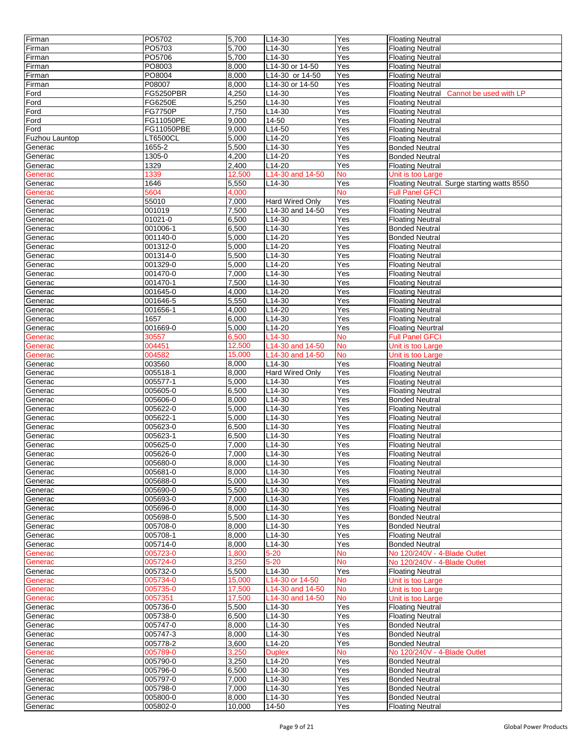| Firman | PO5702 | 5,700 | L14-30 | Yes | Floating Neutral |
|---|---|---|---|---|---|
| Firman | PO5703 | 5,700 | L14-30 | Yes | Floating Neutral |
| Firman | PO5706 | 5,700 | L14-30 | Yes | Floating Neutral |
| Firman | PO8003 | 8,000 | L14-30 or 14-50 | Yes | Floating Neutral |
| Firman | PO8004 | 8,000 | L14-30 or 14-50 | Yes | Floating Neutral |
| Firman | P08007 | 8,000 | L14-30 or 14-50 | Yes | Floating Neutral |
| Ford | FG5250PBR | 4,250 | L14-30 | Yes | Floating Neutral Cannot be used with LP |
| Ford | FG6250E | 5,250 | L14-30 | Yes | Floating Neutral |
| Ford | FG7750P | 7,750 | L14-30 | Yes | Floating Neutral |
| Ford | FG11050PE | 9,000 | 14-50 | Yes | Floating Neutral |
| Ford | FG11050PBE | 9,000 | L14-50 | Yes | Floating Neutral |
| Fuzhou Launtop | LT6500CL | 5,000 | L14-20 | Yes | Floating Neutral |
| Generac | 1655-2 | 5,500 | L14-30 | Yes | Bonded Neutral |
| Generac | 1305-0 | 4,200 | L14-20 | Yes | Bonded Neutral |
| Generac | 1329 | 2,400 | L14-20 | Yes | Floating Neutral |
| Generac | 1339 | 12,500 | L14-30 and 14-50 | No | Unit is too Large |
| Generac | 1646 | 5,550 | L14-30 | Yes | Floating Neutral. Surge starting watts 8550 |
| Generac | 5604 | 4,000 | | No | Full Panel GFCI |
| Generac | 55010 | 7,000 | Hard Wired Only | Yes | Floating Neutral |
| Generac | 001019 | 7,500 | L14-30 and 14-50 | Yes | Floating Neutral |
| Generac | 01021-0 | 6,500 | L14-30 | Yes | Floating Neutral |
| Generac | 001006-1 | 6,500 | L14-30 | Yes | Bonded Neutral |
| Generac | 001140-0 | 5,000 | L14-20 | Yes | Bonded Neutral |
| Generac | 001312-0 | 5,000 | L14-20 | Yes | Floating Neutral |
| Generac | 001314-0 | 5,500 | L14-30 | Yes | Floating Neutral |
| Generac | 001329-0 | 5,000 | L14-20 | Yes | Floating Neutral |
| Generac | 001470-0 | 7,000 | L14-30 | Yes | Floating Neutral |
| Generac | 001470-1 | 7,500 | L14-30 | Yes | Floating Neutral |
| Generac | 001645-0 | 4,000 | L14-20 | Yes | Floating Neutral |
| Generac | 001646-5 | 5,550 | L14-30 | Yes | Floating Neutral |
| Generac | 001656-1 | 4,000 | L14-20 | Yes | Floating Neutral |
| Generac | 1657 | 6,000 | L14-30 | Yes | Floating Neutral |
| Generac | 001669-0 | 5,000 | L14-20 | Yes | Floating Neurtral |
| Generac | 30557 | 6,500 | L14-30 | No | Full Panel GFCI |
| Generac | 004451 | 12,500 | L14-30 and 14-50 | No | Unit is too Large |
| Generac | 004582 | 15,000 | L14-30 and 14-50 | No | Unit is too Large |
| Generac | 003560 | 8,000 | L14-30 | Yes | Floating Neutral |
| Generac | 005518-1 | 8,000 | Hard Wired Only | Yes | Floating Neutral |
| Generac | 005577-1 | 5,000 | L14-30 | Yes | Floating Neutral |
| Generac | 005605-0 | 6,500 | L14-30 | Yes | Floating Neutral |
| Generac | 005606-0 | 8,000 | L14-30 | Yes | Bonded Neutral |
| Generac | 005622-0 | 5,000 | L14-30 | Yes | Floating Neutral |
| Generac | 005622-1 | 5,000 | L14-30 | Yes | Floating Neutral |
| Generac | 005623-0 | 6,500 | L14-30 | Yes | Floating Neutral |
| Generac | 005623-1 | 6,500 | L14-30 | Yes | Floating Neutral |
| Generac | 005625-0 | 7,000 | L14-30 | Yes | Floating Neutral |
| Generac | 005626-0 | 7,000 | L14-30 | Yes | Floating Neutral |
| Generac | 005680-0 | 8,000 | L14-30 | Yes | Floating Neutral |
| Generac | 005681-0 | 8,000 | L14-30 | Yes | Floating Neutral |
| Generac | 005688-0 | 5,000 | L14-30 | Yes | Floating Neutral |
| Generac | 005690-0 | 5,500 | L14-30 | Yes | Floating Neutral |
| Generac | 005693-0 | 7,000 | L14-30 | Yes | Floating Neutral |
| Generac | 005696-0 | 8,000 | L14-30 | Yes | Floating Neutral |
| Generac | 005698-0 | 5,500 | L14-30 | Yes | Bonded Neutral |
| Generac | 005708-0 | 8,000 | L14-30 | Yes | Bonded Neutral |
| Generac | 005708-1 | 8,000 | L14-30 | Yes | Floating Neutral |
| Generac | 005714-0 | 8,000 | L14-30 | Yes | Bonded Neutral |
| Generac | 005723-0 | 1,800 | 5-20 | No | No 120/240V - 4-Blade Outlet |
| Generac | 005724-0 | 3,250 | 5-20 | No | No 120/240V - 4-Blade Outlet |
| Generac | 005732-0 | 5,500 | L14-30 | Yes | Floating Neutral |
| Generac | 005734-0 | 15,000 | L14-30 or 14-50 | No | Unit is too Large |
| Generac | 005735-0 | 17,500 | L14-30 and 14-50 | No | Unit is too Large |
| Generac | 0057351 | 17,500 | L14-30 and 14-50 | No | Unit is too Large |
| Generac | 005736-0 | 5,500 | L14-30 | Yes | Floating Neutral |
| Generac | 005738-0 | 6,500 | L14-30 | Yes | Floating Neutral |
| Generac | 005747-0 | 8,000 | L14-30 | Yes | Bonded Neutral |
| Generac | 005747-3 | 8,000 | L14-30 | Yes | Bonded Neutral |
| Generac | 005778-2 | 3,600 | L14-20 | Yes | Bonded Neutral |
| Generac | 005789-0 | 3,250 | Duplex | No | No 120/240V - 4-Blade Outlet |
| Generac | 005790-0 | 3,250 | L14-20 | Yes | Bonded Neutral |
| Generac | 005796-0 | 6,500 | L14-30 | Yes | Bonded Neutral |
| Generac | 005797-0 | 7,000 | L14-30 | Yes | Bonded Neutral |
| Generac | 005798-0 | 7,000 | L14-30 | Yes | Bonded Neutral |
| Generac | 005800-0 | 8,000 | L14-30 | Yes | Bonded Neutral |
| Generac | 005802-0 | 10,000 | 14-50 | Yes | Floating Neutral |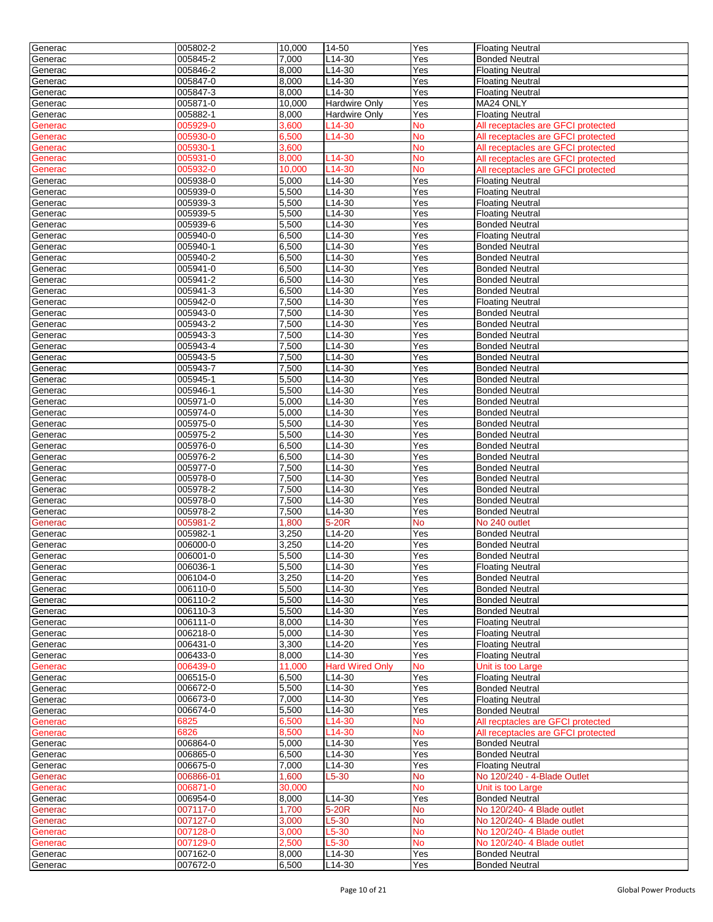| Generac | 005802-2 | 10,000 | 14-50 | Yes | Floating Neutral |
|---|---|---|---|---|---|
| Generac | 005845-2 | 7,000 | L14-30 | Yes | Bonded Neutral |
| Generac | 005846-2 | 8,000 | L14-30 | Yes | Floating Neutral |
| Generac | 005847-0 | 8,000 | L14-30 | Yes | Floating Neutral |
| Generac | 005847-3 | 8,000 | L14-30 | Yes | Floating Neutral |
| Generac | 005871-0 | 10,000 | Hardwire Only | Yes | MA24 ONLY |
| Generac | 005882-1 | 8,000 | Hardwire Only | Yes | Floating Neutral |
| Generac | 005929-0 | 3,600 | L14-30 | No | All receptacles are GFCI protected |
| Generac | 005930-0 | 6,500 | L14-30 | No | All receptacles are GFCI protected |
| Generac | 005930-1 | 3,600 | | No | All receptacles are GFCI protected |
| Generac | 005931-0 | 8,000 | L14-30 | No | All receptacles are GFCI protected |
| Generac | 005932-0 | 10,000 | L14-30 | No | All receptacles are GFCI protected |
| Generac | 005938-0 | 5,000 | L14-30 | Yes | Floating Neutral |
| Generac | 005939-0 | 5,500 | L14-30 | Yes | Floating Neutral |
| Generac | 005939-3 | 5,500 | L14-30 | Yes | Floating Neutral |
| Generac | 005939-5 | 5,500 | L14-30 | Yes | Floating Neutral |
| Generac | 005939-6 | 5,500 | L14-30 | Yes | Bonded Neutral |
| Generac | 005940-0 | 6,500 | L14-30 | Yes | Floating Neutral |
| Generac | 005940-1 | 6,500 | L14-30 | Yes | Bonded Neutral |
| Generac | 005940-2 | 6,500 | L14-30 | Yes | Bonded Neutral |
| Generac | 005941-0 | 6,500 | L14-30 | Yes | Bonded Neutral |
| Generac | 005941-2 | 6,500 | L14-30 | Yes | Bonded Neutral |
| Generac | 005941-3 | 6,500 | L14-30 | Yes | Bonded Neutral |
| Generac | 005942-0 | 7,500 | L14-30 | Yes | Floating Neutral |
| Generac | 005943-0 | 7,500 | L14-30 | Yes | Bonded Neutral |
| Generac | 005943-2 | 7,500 | L14-30 | Yes | Bonded Neutral |
| Generac | 005943-3 | 7,500 | L14-30 | Yes | Bonded Neutral |
| Generac | 005943-4 | 7,500 | L14-30 | Yes | Bonded Neutral |
| Generac | 005943-5 | 7,500 | L14-30 | Yes | Bonded Neutral |
| Generac | 005943-7 | 7,500 | L14-30 | Yes | Bonded Neutral |
| Generac | 005945-1 | 5,500 | L14-30 | Yes | Bonded Neutral |
| Generac | 005946-1 | 5,500 | L14-30 | Yes | Bonded Neutral |
| Generac | 005971-0 | 5,000 | L14-30 | Yes | Bonded Neutral |
| Generac | 005974-0 | 5,000 | L14-30 | Yes | Bonded Neutral |
| Generac | 005975-0 | 5,500 | L14-30 | Yes | Bonded Neutral |
| Generac | 005975-2 | 5,500 | L14-30 | Yes | Bonded Neutral |
| Generac | 005976-0 | 6,500 | L14-30 | Yes | Bonded Neutral |
| Generac | 005976-2 | 6,500 | L14-30 | Yes | Bonded Neutral |
| Generac | 005977-0 | 7,500 | L14-30 | Yes | Bonded Neutral |
| Generac | 005978-0 | 7,500 | L14-30 | Yes | Bonded Neutral |
| Generac | 005978-2 | 7,500 | L14-30 | Yes | Bonded Neutral |
| Generac | 005978-0 | 7,500 | L14-30 | Yes | Bonded Neutral |
| Generac | 005978-2 | 7,500 | L14-30 | Yes | Bonded Neutral |
| Generac | 005981-2 | 1,800 | 5-20R | No | No 240 outlet |
| Generac | 005982-1 | 3,250 | L14-20 | Yes | Bonded Neutral |
| Generac | 006000-0 | 3,250 | L14-20 | Yes | Bonded Neutral |
| Generac | 006001-0 | 5,500 | L14-30 | Yes | Bonded Neutral |
| Generac | 006036-1 | 5,500 | L14-30 | Yes | Floating Neutral |
| Generac | 006104-0 | 3,250 | L14-20 | Yes | Bonded Neutral |
| Generac | 006110-0 | 5,500 | L14-30 | Yes | Bonded Neutral |
| Generac | 006110-2 | 5,500 | L14-30 | Yes | Bonded Neutral |
| Generac | 006110-3 | 5,500 | L14-30 | Yes | Bonded Neutral |
| Generac | 006111-0 | 8,000 | L14-30 | Yes | Floating Neutral |
| Generac | 006218-0 | 5,000 | L14-30 | Yes | Floating Neutral |
| Generac | 006431-0 | 3,300 | L14-20 | Yes | Floating Neutral |
| Generac | 006433-0 | 8,000 | L14-30 | Yes | Floating Neutral |
| Generac | 006439-0 | 11,000 | Hard Wired Only | No | Unit is too Large |
| Generac | 006515-0 | 6,500 | L14-30 | Yes | Floating Neutral |
| Generac | 006672-0 | 5,500 | L14-30 | Yes | Bonded Neutral |
| Generac | 006673-0 | 7,000 | L14-30 | Yes | Floating Neutral |
| Generac | 006674-0 | 5,500 | L14-30 | Yes | Bonded Neutral |
| Generac | 6825 | 6,500 | L14-30 | No | All recptacles are GFCI protected |
| Generac | 6826 | 8,500 | L14-30 | No | All receptacles are GFCI protected |
| Generac | 006864-0 | 5,000 | L14-30 | Yes | Bonded Neutral |
| Generac | 006865-0 | 6,500 | L14-30 | Yes | Bonded Neutral |
| Generac | 006675-0 | 7,000 | L14-30 | Yes | Floating Neutral |
| Generac | 006866-01 | 1,600 | L5-30 | No | No 120/240 - 4-Blade Outlet |
| Generac | 006871-0 | 30,000 | | No | Unit is too Large |
| Generac | 006954-0 | 8,000 | L14-30 | Yes | Bonded Neutral |
| Generac | 007117-0 | 1,700 | 5-20R | No | No 120/240- 4 Blade outlet |
| Generac | 007127-0 | 3,000 | L5-30 | No | No 120/240- 4 Blade outlet |
| Generac | 007128-0 | 3,000 | L5-30 | No | No 120/240- 4 Blade outlet |
| Generac | 007129-0 | 2,500 | L5-30 | No | No 120/240- 4 Blade outlet |
| Generac | 007162-0 | 8,000 | L14-30 | Yes | Bonded Neutral |
| Generac | 007672-0 | 6,500 | L14-30 | Yes | Bonded Neutral |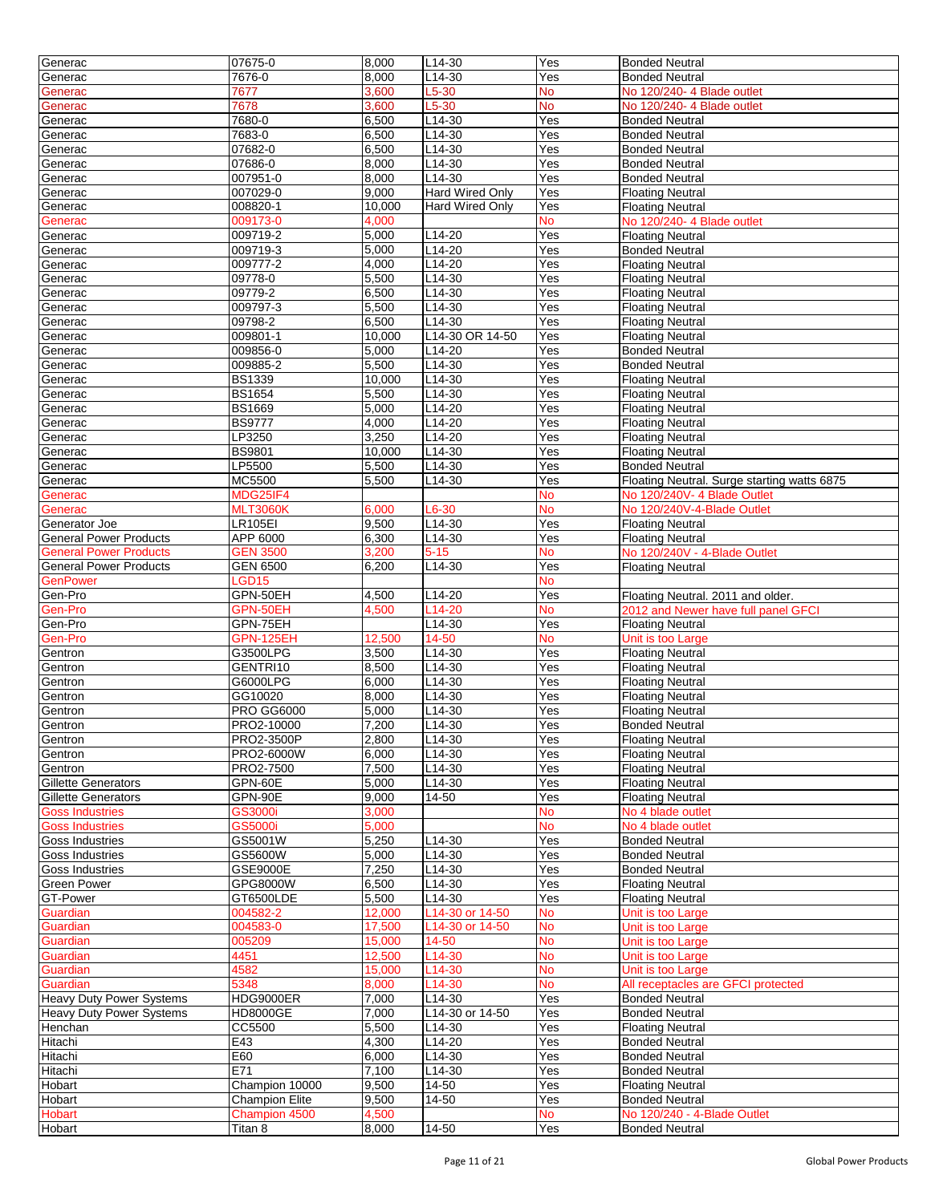| Generac | 07675-0 | 8,000 | L14-30 | Yes | Bonded Neutral |
|---|---|---|---|---|---|
| Generac | 7676-0 | 8,000 | L14-30 | Yes | Bonded Neutral |
| Generac | 7677 | 3,600 | L5-30 | No | No 120/240- 4 Blade outlet |
| Generac | 7678 | 3,600 | L5-30 | No | No 120/240- 4 Blade outlet |
| Generac | 7680-0 | 6,500 | L14-30 | Yes | Bonded Neutral |
| Generac | 7683-0 | 6,500 | L14-30 | Yes | Bonded Neutral |
| Generac | 07682-0 | 6,500 | L14-30 | Yes | Bonded Neutral |
| Generac | 07686-0 | 8,000 | L14-30 | Yes | Bonded Neutral |
| Generac | 007951-0 | 8,000 | L14-30 | Yes | Bonded Neutral |
| Generac | 007029-0 | 9,000 | Hard Wired Only | Yes | Floating Neutral |
| Generac | 008820-1 | 10,000 | Hard Wired Only | Yes | Floating Neutral |
| Generac | 009173-0 | 4,000 | | No | No 120/240- 4 Blade outlet |
| Generac | 009719-2 | 5,000 | L14-20 | Yes | Floating Neutral |
| Generac | 009719-3 | 5,000 | L14-20 | Yes | Bonded Neutral |
| Generac | 009777-2 | 4,000 | L14-20 | Yes | Floating Neutral |
| Generac | 09778-0 | 5,500 | L14-30 | Yes | Floating Neutral |
| Generac | 09779-2 | 6,500 | L14-30 | Yes | Floating Neutral |
| Generac | 009797-3 | 5,500 | L14-30 | Yes | Floating Neutral |
| Generac | 09798-2 | 6,500 | L14-30 | Yes | Floating Neutral |
| Generac | 009801-1 | 10,000 | L14-30 OR 14-50 | Yes | Floating Neutral |
| Generac | 009856-0 | 5,000 | L14-20 | Yes | Bonded Neutral |
| Generac | 009885-2 | 5,500 | L14-30 | Yes | Bonded Neutral |
| Generac | BS1339 | 10,000 | L14-30 | Yes | Floating Neutral |
| Generac | BS1654 | 5,500 | L14-30 | Yes | Floating Neutral |
| Generac | BS1669 | 5,000 | L14-20 | Yes | Floating Neutral |
| Generac | BS9777 | 4,000 | L14-20 | Yes | Floating Neutral |
| Generac | LP3250 | 3,250 | L14-20 | Yes | Floating Neutral |
| Generac | BS9801 | 10,000 | L14-30 | Yes | Floating Neutral |
| Generac | LP5500 | 5,500 | L14-30 | Yes | Bonded Neutral |
| Generac | MC5500 | 5,500 | L14-30 | Yes | Floating Neutral. Surge starting watts 6875 |
| Generac | MDG25IF4 | | | No | No 120/240V- 4 Blade Outlet |
| Generac | MLT3060K | 6,000 | L6-30 | No | No 120/240V-4-Blade Outlet |
| Generator Joe | LR105EI | 9,500 | L14-30 | Yes | Floating Neutral |
| General Power Products | APP 6000 | 6,300 | L14-30 | Yes | Floating Neutral |
| General Power Products | GEN 3500 | 3,200 | 5-15 | No | No 120/240V - 4-Blade Outlet |
| General Power Products | GEN 6500 | 6,200 | L14-30 | Yes | Floating Neutral |
| GenPower | LGD15 | | | No | |
| Gen-Pro | GPN-50EH | 4,500 | L14-20 | Yes | Floating Neutral. 2011 and older. |
| Gen-Pro | GPN-50EH | 4,500 | L14-20 | No | 2012 and Newer have full panel GFCI |
| Gen-Pro | GPN-75EH | | L14-30 | Yes | Floating Neutral |
| Gen-Pro | GPN-125EH | 12,500 | 14-50 | No | Unit is too Large |
| Gentron | G3500LPG | 3,500 | L14-30 | Yes | Floating Neutral |
| Gentron | GENTRI10 | 8,500 | L14-30 | Yes | Floating Neutral |
| Gentron | G6000LPG | 6,000 | L14-30 | Yes | Floating Neutral |
| Gentron | GG10020 | 8,000 | L14-30 | Yes | Floating Neutral |
| Gentron | PRO GG6000 | 5,000 | L14-30 | Yes | Floating Neutral |
| Gentron | PRO2-10000 | 7,200 | L14-30 | Yes | Bonded Neutral |
| Gentron | PRO2-3500P | 2,800 | L14-30 | Yes | Floating Neutral |
| Gentron | PRO2-6000W | 6,000 | L14-30 | Yes | Floating Neutral |
| Gentron | PRO2-7500 | 7,500 | L14-30 | Yes | Floating Neutral |
| Gillette Generators | GPN-60E | 5,000 | L14-30 | Yes | Floating Neutral |
| Gillette Generators | GPN-90E | 9,000 | 14-50 | Yes | Floating Neutral |
| Goss Industries | GS3000i | 3,000 | | No | No 4 blade outlet |
| Goss Industries | GS5000i | 5,000 | | No | No 4 blade outlet |
| Goss Industries | GS5001W | 5,250 | L14-30 | Yes | Bonded Neutral |
| Goss Industries | GS5600W | 5,000 | L14-30 | Yes | Bonded Neutral |
| Goss Industries | GSE9000E | 7,250 | L14-30 | Yes | Bonded Neutral |
| Green Power | GPG8000W | 6,500 | L14-30 | Yes | Floating Neutral |
| GT-Power | GT6500LDE | 5,500 | L14-30 | Yes | Floating Neutral |
| Guardian | 004582-2 | 12,000 | L14-30 or 14-50 | No | Unit is too Large |
| Guardian | 004583-0 | 17,500 | L14-30 or 14-50 | No | Unit is too Large |
| Guardian | 005209 | 15,000 | 14-50 | No | Unit is too Large |
| Guardian | 4451 | 12,500 | L14-30 | No | Unit is too Large |
| Guardian | 4582 | 15,000 | L14-30 | No | Unit is too Large |
| Guardian | 5348 | 8,000 | L14-30 | No | All receptacles are GFCI protected |
| Heavy Duty Power Systems | HDG9000ER | 7,000 | L14-30 | Yes | Bonded Neutral |
| Heavy Duty Power Systems | HD8000GE | 7,000 | L14-30 or 14-50 | Yes | Bonded Neutral |
| Henchan | CC5500 | 5,500 | L14-30 | Yes | Floating Neutral |
| Hitachi | E43 | 4,300 | L14-20 | Yes | Bonded Neutral |
| Hitachi | E60 | 6,000 | L14-30 | Yes | Bonded Neutral |
| Hitachi | E71 | 7,100 | L14-30 | Yes | Bonded Neutral |
| Hobart | Champion 10000 | 9,500 | 14-50 | Yes | Floating Neutral |
| Hobart | Champion Elite | 9,500 | 14-50 | Yes | Bonded Neutral |
| Hobart | Champion 4500 | 4,500 | | No | No 120/240 - 4-Blade Outlet |
| Hobart | Titan 8 | 8,000 | 14-50 | Yes | Bonded Neutral |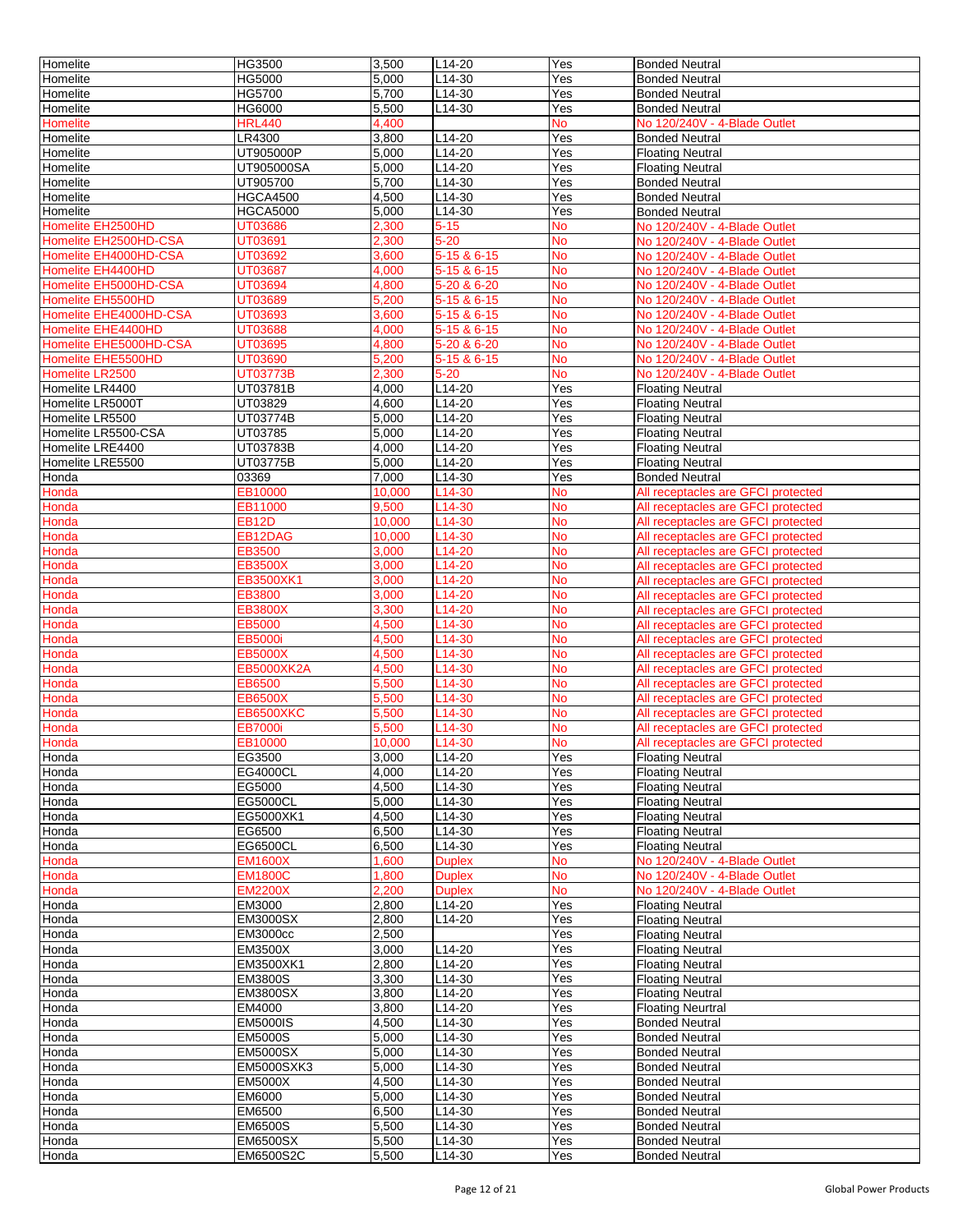| Homelite | HG3500 | 3,500 | L14-20 | Yes | Bonded Neutral |
|---|---|---|---|---|---|
| Homelite | HG5000 | 5,000 | L14-30 | Yes | Bonded Neutral |
| Homelite | HG5700 | 5,700 | L14-30 | Yes | Bonded Neutral |
| Homelite | HG6000 | 5,500 | L14-30 | Yes | Bonded Neutral |
| Homelite | HRL440 | 4,400 | | No | No 120/240V - 4-Blade Outlet |
| Homelite | LR4300 | 3,800 | L14-20 | Yes | Bonded Neutral |
| Homelite | UT905000P | 5,000 | L14-20 | Yes | Floating Neutral |
| Homelite | UT905000SA | 5,000 | L14-20 | Yes | Floating Neutral |
| Homelite | UT905700 | 5,700 | L14-30 | Yes | Bonded Neutral |
| Homelite | HGCA4500 | 4,500 | L14-30 | Yes | Bonded Neutral |
| Homelite | HGCA5000 | 5,000 | L14-30 | Yes | Bonded Neutral |
| Homelite EH2500HD | UT03686 | 2,300 | 5-15 | No | No 120/240V - 4-Blade Outlet |
| Homelite EH2500HD-CSA | UT03691 | 2,300 | 5-20 | No | No 120/240V - 4-Blade Outlet |
| Homelite EH4000HD-CSA | UT03692 | 3,600 | 5-15 & 6-15 | No | No 120/240V - 4-Blade Outlet |
| Homelite EH4400HD | UT03687 | 4,000 | 5-15 & 6-15 | No | No 120/240V - 4-Blade Outlet |
| Homelite EH5000HD-CSA | UT03694 | 4,800 | 5-20 & 6-20 | No | No 120/240V - 4-Blade Outlet |
| Homelite EH5500HD | UT03689 | 5,200 | 5-15 & 6-15 | No | No 120/240V - 4-Blade Outlet |
| Homelite EHE4000HD-CSA | UT03693 | 3,600 | 5-15 & 6-15 | No | No 120/240V - 4-Blade Outlet |
| Homelite EHE4400HD | UT03688 | 4,000 | 5-15 & 6-15 | No | No 120/240V - 4-Blade Outlet |
| Homelite EHE5000HD-CSA | UT03695 | 4,800 | 5-20 & 6-20 | No | No 120/240V - 4-Blade Outlet |
| Homelite EHE5500HD | UT03690 | 5,200 | 5-15 & 6-15 | No | No 120/240V - 4-Blade Outlet |
| Homelite LR2500 | UT03773B | 2,300 | 5-20 | No | No 120/240V - 4-Blade Outlet |
| Homelite LR4400 | UT03781B | 4,000 | L14-20 | Yes | Floating Neutral |
| Homelite LR5000T | UT03829 | 4,600 | L14-20 | Yes | Floating Neutral |
| Homelite LR5500 | UT03774B | 5,000 | L14-20 | Yes | Floating Neutral |
| Homelite LR5500-CSA | UT03785 | 5,000 | L14-20 | Yes | Floating Neutral |
| Homelite LRE4400 | UT03783B | 4,000 | L14-20 | Yes | Floating Neutral |
| Homelite LRE5500 | UT03775B | 5,000 | L14-20 | Yes | Floating Neutral |
| Honda | 03369 | 7,000 | L14-30 | Yes | Bonded Neutral |
| Honda | EB10000 | 10,000 | L14-30 | No | All receptacles are GFCI protected |
| Honda | EB11000 | 9,500 | L14-30 | No | All receptacles are GFCI protected |
| Honda | EB12D | 10,000 | L14-30 | No | All receptacles are GFCI protected |
| Honda | EB12DAG | 10,000 | L14-30 | No | All receptacles are GFCI protected |
| Honda | EB3500 | 3,000 | L14-20 | No | All receptacles are GFCI protected |
| Honda | EB3500X | 3,000 | L14-20 | No | All receptacles are GFCI protected |
| Honda | EB3500XK1 | 3,000 | L14-20 | No | All receptacles are GFCI protected |
| Honda | EB3800 | 3,000 | L14-20 | No | All receptacles are GFCI protected |
| Honda | EB3800X | 3,300 | L14-20 | No | All receptacles are GFCI protected |
| Honda | EB5000 | 4,500 | L14-30 | No | All receptacles are GFCI protected |
| Honda | EB5000i | 4,500 | L14-30 | No | All receptacles are GFCI protected |
| Honda | EB5000X | 4,500 | L14-30 | No | All receptacles are GFCI protected |
| Honda | EB5000XK2A | 4,500 | L14-30 | No | All receptacles are GFCI protected |
| Honda | EB6500 | 5,500 | L14-30 | No | All receptacles are GFCI protected |
| Honda | EB6500X | 5,500 | L14-30 | No | All receptacles are GFCI protected |
| Honda | EB6500XKC | 5,500 | L14-30 | No | All receptacles are GFCI protected |
| Honda | EB7000i | 5,500 | L14-30 | No | All receptacles are GFCI protected |
| Honda | EB10000 | 10,000 | L14-30 | No | All receptacles are GFCI protected |
| Honda | EG3500 | 3,000 | L14-20 | Yes | Floating Neutral |
| Honda | EG4000CL | 4,000 | L14-20 | Yes | Floating Neutral |
| Honda | EG5000 | 4,500 | L14-30 | Yes | Floating Neutral |
| Honda | EG5000CL | 5,000 | L14-30 | Yes | Floating Neutral |
| Honda | EG5000XK1 | 4,500 | L14-30 | Yes | Floating Neutral |
| Honda | EG6500 | 6,500 | L14-30 | Yes | Floating Neutral |
| Honda | EG6500CL | 6,500 | L14-30 | Yes | Floating Neutral |
| Honda | EM1600X | 1,600 | Duplex | No | No 120/240V - 4-Blade Outlet |
| Honda | EM1800C | 1,800 | Duplex | No | No 120/240V - 4-Blade Outlet |
| Honda | EM2200X | 2,200 | Duplex | No | No 120/240V - 4-Blade Outlet |
| Honda | EM3000 | 2,800 | L14-20 | Yes | Floating Neutral |
| Honda | EM3000SX | 2,800 | L14-20 | Yes | Floating Neutral |
| Honda | EM3000cc | 2,500 | | Yes | Floating Neutral |
| Honda | EM3500X | 3,000 | L14-20 | Yes | Floating Neutral |
| Honda | EM3500XK1 | 2,800 | L14-20 | Yes | Floating Neutral |
| Honda | EM3800S | 3,300 | L14-30 | Yes | Floating Neutral |
| Honda | EM3800SX | 3,800 | L14-20 | Yes | Floating Neutral |
| Honda | EM4000 | 3,800 | L14-20 | Yes | Floating Neurtral |
| Honda | EM5000IS | 4,500 | L14-30 | Yes | Bonded Neutral |
| Honda | EM5000S | 5,000 | L14-30 | Yes | Bonded Neutral |
| Honda | EM5000SX | 5,000 | L14-30 | Yes | Bonded Neutral |
| Honda | EM5000SXK3 | 5,000 | L14-30 | Yes | Bonded Neutral |
| Honda | EM5000X | 4,500 | L14-30 | Yes | Bonded Neutral |
| Honda | EM6000 | 5,000 | L14-30 | Yes | Bonded Neutral |
| Honda | EM6500 | 6,500 | L14-30 | Yes | Bonded Neutral |
| Honda | EM6500S | 5,500 | L14-30 | Yes | Bonded Neutral |
| Honda | EM6500SX | 5,500 | L14-30 | Yes | Bonded Neutral |
| Honda | EM6500S2C | 5,500 | L14-30 | Yes | Bonded Neutral |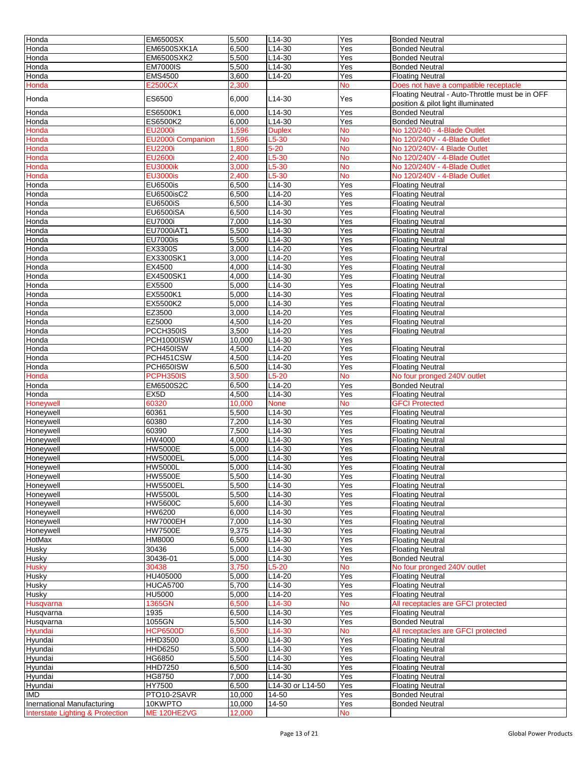| Honda | EM6500SX | 5,500 | L14-30 | Yes | Bonded Neutral |
|---|---|---|---|---|---|
| Honda | EM6500SXK1A | 6,500 | L14-30 | Yes | Bonded Neutral |
| Honda | EM6500SXK2 | 5,500 | L14-30 | Yes | Bonded Neutral |
| Honda | EM7000IS | 5,500 | L14-30 | Yes | Bonded Neutral |
| Honda | EMS4500 | 3,600 | L14-20 | Yes | Floating Neutral |
| Honda | E2500CX | 2,300 | | No | Does not have a compatible receptacle |
| Honda | ES6500 | 6,000 | L14-30 | Yes | Floating Neutral - Auto-Throttle must be in OFF position & pilot light illuminated |
| Honda | ES6500K1 | 6,000 | L14-30 | Yes | Bonded Neutral |
| Honda | ES6500K2 | 6,000 | L14-30 | Yes | Bonded Neutral |
| Honda | EU2000i | 1,596 | Duplex | No | No 120/240 - 4-Blade Outlet |
| Honda | EU2000i Companion | 1,596 | L5-30 | No | No 120/240V - 4-Blade Outlet |
| Honda | EU2200i | 1,800 | 5-20 | No | No 120/240V- 4 Blade Outlet |
| Honda | EU2600i | 2,400 | L5-30 | No | No 120/240V - 4-Blade Outlet |
| Honda | EU3000ik | 3,000 | L5-30 | No | No 120/240V - 4-Blade Outlet |
| Honda | EU3000is | 2,400 | L5-30 | No | No 120/240V - 4-Blade Outlet |
| Honda | EU6500is | 6,500 | L14-30 | Yes | Floating Neutral |
| Honda | EU6500isC2 | 6,500 | L14-20 | Yes | Floating Neutral |
| Honda | EU6500iS | 6,500 | L14-30 | Yes | Floating Neutral |
| Honda | EU6500iSA | 6,500 | L14-30 | Yes | Floating Neutral |
| Honda | EU7000i | 7,000 | L14-30 | Yes | Floating Neutral |
| Honda | EU7000iAT1 | 5,500 | L14-30 | Yes | Floating Neutral |
| Honda | EU7000is | 5,500 | L14-30 | Yes | Floating Neutral |
| Honda | EX3300S | 3,000 | L14-20 | Yes | Floating Neurtral |
| Honda | EX3300SK1 | 3,000 | L14-20 | Yes | Floating Neutral |
| Honda | EX4500 | 4,000 | L14-30 | Yes | Floating Neutral |
| Honda | EX4500SK1 | 4,000 | L14-30 | Yes | Floating Neutral |
| Honda | EX5500 | 5,000 | L14-30 | Yes | Floating Neutral |
| Honda | EX5500K1 | 5,000 | L14-30 | Yes | Floating Neutral |
| Honda | EX5500K2 | 5,000 | L14-30 | Yes | Floating Neutral |
| Honda | EZ3500 | 3,000 | L14-20 | Yes | Floating Neutral |
| Honda | EZ5000 | 4,500 | L14-20 | Yes | Floating Neutral |
| Honda | PCCH350IS | 3,500 | L14-20 | Yes | Floating Neutral |
| Honda | PCH1000ISW | 10,000 | L14-30 | Yes | |
| Honda | PCH450ISW | 4,500 | L14-20 | Yes | Floating Neutral |
| Honda | PCH451CSW | 4,500 | L14-20 | Yes | Floating Neutral |
| Honda | PCH650ISW | 6,500 | L14-30 | Yes | Floating Neutral |
| Honda | PCPH350IS | 3,500 | L5-20 | No | No four pronged 240V outlet |
| Honda | EM6500S2C | 6,500 | L14-20 | Yes | Bonded Neutral |
| Honda | EX5D | 4,500 | L14-30 | Yes | Floating Neutral |
| Honeywell | 60320 | 10,000 | None | No | GFCI Protected |
| Honeywell | 60361 | 5,500 | L14-30 | Yes | Floating Neutral |
| Honeywell | 60380 | 7,200 | L14-30 | Yes | Floating Neutral |
| Honeywell | 60390 | 7,500 | L14-30 | Yes | Floating Neutral |
| Honeywell | HW4000 | 4,000 | L14-30 | Yes | Floating Neutral |
| Honeywell | HW5000E | 5,000 | L14-30 | Yes | Floating Neutral |
| Honeywell | HW5000EL | 5,000 | L14-30 | Yes | Floating Neutral |
| Honeywell | HW5000L | 5,000 | L14-30 | Yes | Floating Neutral |
| Honeywell | HW5500E | 5,500 | L14-30 | Yes | Floating Neutral |
| Honeywell | HW5500EL | 5,500 | L14-30 | Yes | Floating Neutral |
| Honeywell | HW5500L | 5,500 | L14-30 | Yes | Floating Neutral |
| Honeywell | HW5600C | 5,600 | L14-30 | Yes | Floating Neutral |
| Honeywell | HW6200 | 6,000 | L14-30 | Yes | Floating Neutral |
| Honeywell | HW7000EH | 7,000 | L14-30 | Yes | Floating Neutral |
| Honeywell | HW7500E | 9,375 | L14-30 | Yes | Floating Neutral |
| HotMax | HM8000 | 6,500 | L14-30 | Yes | Floating Neutral |
| Husky | 30436 | 5,000 | L14-30 | Yes | Floating Neutral |
| Husky | 30436-01 | 5,000 | L14-30 | Yes | Bonded Neutral |
| Husky | 30438 | 3,750 | L5-20 | No | No four pronged 240V outlet |
| Husky | HU405000 | 5,000 | L14-20 | Yes | Floating Neutral |
| Husky | HUCA5700 | 5,700 | L14-30 | Yes | Floating Neutral |
| Husky | HU5000 | 5,000 | L14-20 | Yes | Floating Neutral |
| Husqvarna | 1365GN | 6,500 | L14-30 | No | All receptacles are GFCI protected |
| Husqvarna | 1935 | 6,500 | L14-30 | Yes | Floating Neutral |
| Husqvarna | 1055GN | 5,500 | L14-30 | Yes | Bonded Neutral |
| Hyundai | HCP6500D | 6,500 | L14-30 | No | All receptacles are GFCI protected |
| Hyundai | HHD3500 | 3,000 | L14-30 | Yes | Floating Neutral |
| Hyundai | HHD6250 | 5,500 | L14-30 | Yes | Floating Neutral |
| Hyundai | HG6850 | 5,500 | L14-30 | Yes | Floating Neutral |
| Hyundai | HHD7250 | 6,500 | L14-30 | Yes | Floating Neutral |
| Hyundai | HG8750 | 7,000 | L14-30 | Yes | Floating Neutral |
| Hyundai | HY7500 | 6,500 | L14-30 or L14-50 | Yes | Floating Neutral |
| IMD | PTO10-2SAVR | 10,000 | 14-50 | Yes | Bonded Neutral |
| Inernational Manufacturing | 10KWPTO | 10,000 | 14-50 | Yes | Bonded Neutral |
| Interstate Lighting & Protection | ME 120HE2VG | 12,000 | | No | |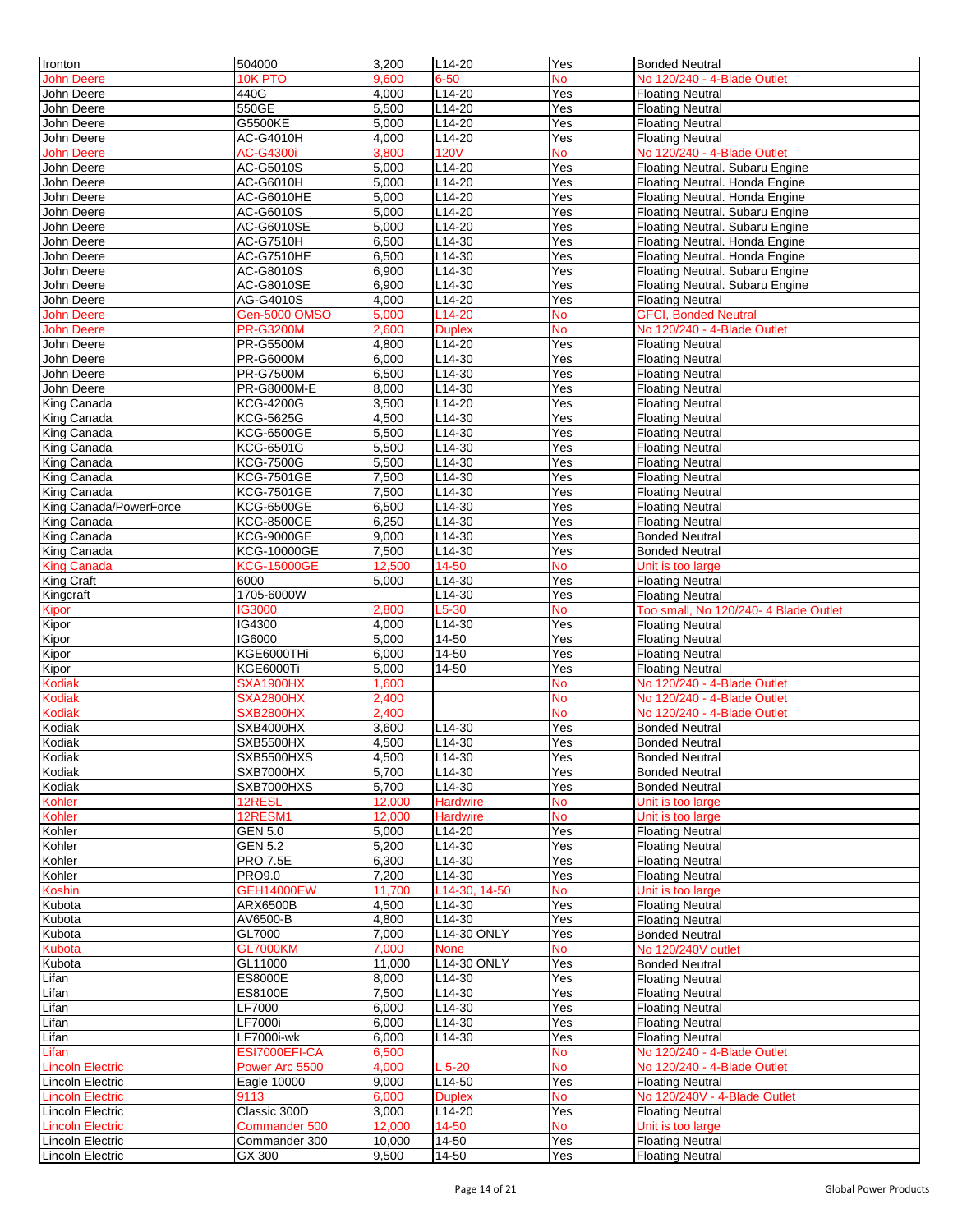| Ironton | 504000 | 3,200 | L14-20 | Yes | Bonded Neutral |
|---|---|---|---|---|---|
| John Deere | 10K PTO | 9,600 | 6-50 | No | No 120/240 - 4-Blade Outlet |
| John Deere | 440G | 4,000 | L14-20 | Yes | Floating Neutral |
| John Deere | 550GE | 5,500 | L14-20 | Yes | Floating Neutral |
| John Deere | G5500KE | 5,000 | L14-20 | Yes | Floating Neutral |
| John Deere | AC-G4010H | 4,000 | L14-20 | Yes | Floating Neutral |
| John Deere | AC-G4300i | 3,800 | 120V | No | No 120/240 - 4-Blade Outlet |
| John Deere | AC-G5010S | 5,000 | L14-20 | Yes | Floating Neutral. Subaru Engine |
| John Deere | AC-G6010H | 5,000 | L14-20 | Yes | Floating Neutral. Honda Engine |
| John Deere | AC-G6010HE | 5,000 | L14-20 | Yes | Floating Neutral. Honda Engine |
| John Deere | AC-G6010S | 5,000 | L14-20 | Yes | Floating Neutral. Subaru Engine |
| John Deere | AC-G6010SE | 5,000 | L14-20 | Yes | Floating Neutral. Subaru Engine |
| John Deere | AC-G7510H | 6,500 | L14-30 | Yes | Floating Neutral. Honda Engine |
| John Deere | AC-G7510HE | 6,500 | L14-30 | Yes | Floating Neutral. Honda Engine |
| John Deere | AC-G8010S | 6,900 | L14-30 | Yes | Floating Neutral. Subaru Engine |
| John Deere | AC-G8010SE | 6,900 | L14-30 | Yes | Floating Neutral. Subaru Engine |
| John Deere | AG-G4010S | 4,000 | L14-20 | Yes | Floating Neutral |
| John Deere | Gen-5000 OMSO | 5,000 | L14-20 | No | GFCI, Bonded Neutral |
| John Deere | PR-G3200M | 2,600 | Duplex | No | No 120/240 - 4-Blade Outlet |
| John Deere | PR-G5500M | 4,800 | L14-20 | Yes | Floating Neutral |
| John Deere | PR-G6000M | 6,000 | L14-30 | Yes | Floating Neutral |
| John Deere | PR-G7500M | 6,500 | L14-30 | Yes | Floating Neutral |
| John Deere | PR-G8000M-E | 8,000 | L14-30 | Yes | Floating Neutral |
| King Canada | KCG-4200G | 3,500 | L14-20 | Yes | Floating Neutral |
| King Canada | KCG-5625G | 4,500 | L14-30 | Yes | Floating Neutral |
| King Canada | KCG-6500GE | 5,500 | L14-30 | Yes | Floating Neutral |
| King Canada | KCG-6501G | 5,500 | L14-30 | Yes | Floating Neutral |
| King Canada | KCG-7500G | 5,500 | L14-30 | Yes | Floating Neutral |
| King Canada | KCG-7501GE | 7,500 | L14-30 | Yes | Floating Neutral |
| King Canada | KCG-7501GE | 7,500 | L14-30 | Yes | Floating Neutral |
| King Canada/PowerForce | KCG-6500GE | 6,500 | L14-30 | Yes | Floating Neutral |
| King Canada | KCG-8500GE | 6,250 | L14-30 | Yes | Floating Neutral |
| King Canada | KCG-9000GE | 9,000 | L14-30 | Yes | Bonded Neutral |
| King Canada | KCG-10000GE | 7,500 | L14-30 | Yes | Bonded Neutral |
| King Canada | KCG-15000GE | 12,500 | 14-50 | No | Unit is too large |
| King Craft | 6000 | 5,000 | L14-30 | Yes | Floating Neutral |
| Kingcraft | 1705-6000W | | L14-30 | Yes | Floating Neutral |
| Kipor | IG3000 | 2,800 | L5-30 | No | Too small, No 120/240- 4 Blade Outlet |
| Kipor | IG4300 | 4,000 | L14-30 | Yes | Floating Neutral |
| Kipor | IG6000 | 5,000 | 14-50 | Yes | Floating Neutral |
| Kipor | KGE6000THi | 6,000 | 14-50 | Yes | Floating Neutral |
| Kipor | KGE6000Ti | 5,000 | 14-50 | Yes | Floating Neutral |
| Kodiak | SXA1900HX | 1,600 | | No | No 120/240 - 4-Blade Outlet |
| Kodiak | SXA2800HX | 2,400 | | No | No 120/240 - 4-Blade Outlet |
| Kodiak | SXB2800HX | 2,400 | | No | No 120/240 - 4-Blade Outlet |
| Kodiak | SXB4000HX | 3,600 | L14-30 | Yes | Bonded Neutral |
| Kodiak | SXB5500HX | 4,500 | L14-30 | Yes | Bonded Neutral |
| Kodiak | SXB5500HXS | 4,500 | L14-30 | Yes | Bonded Neutral |
| Kodiak | SXB7000HX | 5,700 | L14-30 | Yes | Bonded Neutral |
| Kodiak | SXB7000HXS | 5,700 | L14-30 | Yes | Bonded Neutral |
| Kohler | 12RESL | 12,000 | Hardwire | No | Unit is too large |
| Kohler | 12RESM1 | 12,000 | Hardwire | No | Unit is too large |
| Kohler | GEN 5.0 | 5,000 | L14-20 | Yes | Floating Neutral |
| Kohler | GEN 5.2 | 5,200 | L14-30 | Yes | Floating Neutral |
| Kohler | PRO 7.5E | 6,300 | L14-30 | Yes | Floating Neutral |
| Kohler | PRO9.0 | 7,200 | L14-30 | Yes | Floating Neutral |
| Koshin | GEH14000EW | 11,700 | L14-30, 14-50 | No | Unit is too large |
| Kubota | ARX6500B | 4,500 | L14-30 | Yes | Floating Neutral |
| Kubota | AV6500-B | 4,800 | L14-30 | Yes | Floating Neutral |
| Kubota | GL7000 | 7,000 | L14-30 ONLY | Yes | Bonded Neutral |
| Kubota | GL7000KM | 7,000 | None | No | No 120/240V outlet |
| Kubota | GL11000 | 11,000 | L14-30 ONLY | Yes | Bonded Neutral |
| Lifan | ES8000E | 8,000 | L14-30 | Yes | Floating Neutral |
| Lifan | ES8100E | 7,500 | L14-30 | Yes | Floating Neutral |
| Lifan | LF7000 | 6,000 | L14-30 | Yes | Floating Neutral |
| Lifan | LF7000i | 6,000 | L14-30 | Yes | Floating Neutral |
| Lifan | LF7000i-wk | 6,000 | L14-30 | Yes | Floating Neutral |
| Lifan | ESI7000EFI-CA | 6,500 | | No | No 120/240 - 4-Blade Outlet |
| Lincoln Electric | Power Arc 5500 | 4,000 | L 5-20 | No | No 120/240 - 4-Blade Outlet |
| Lincoln Electric | Eagle 10000 | 9,000 | L14-50 | Yes | Floating Neutral |
| Lincoln Electric | 9113 | 6,000 | Duplex | No | No 120/240V - 4-Blade Outlet |
| Lincoln Electric | Classic 300D | 3,000 | L14-20 | Yes | Floating Neutral |
| Lincoln Electric | Commander 500 | 12,000 | 14-50 | No | Unit is too large |
| Lincoln Electric | Commander 300 | 10,000 | 14-50 | Yes | Floating Neutral |
| Lincoln Electric | GX 300 | 9,500 | 14-50 | Yes | Floating Neutral |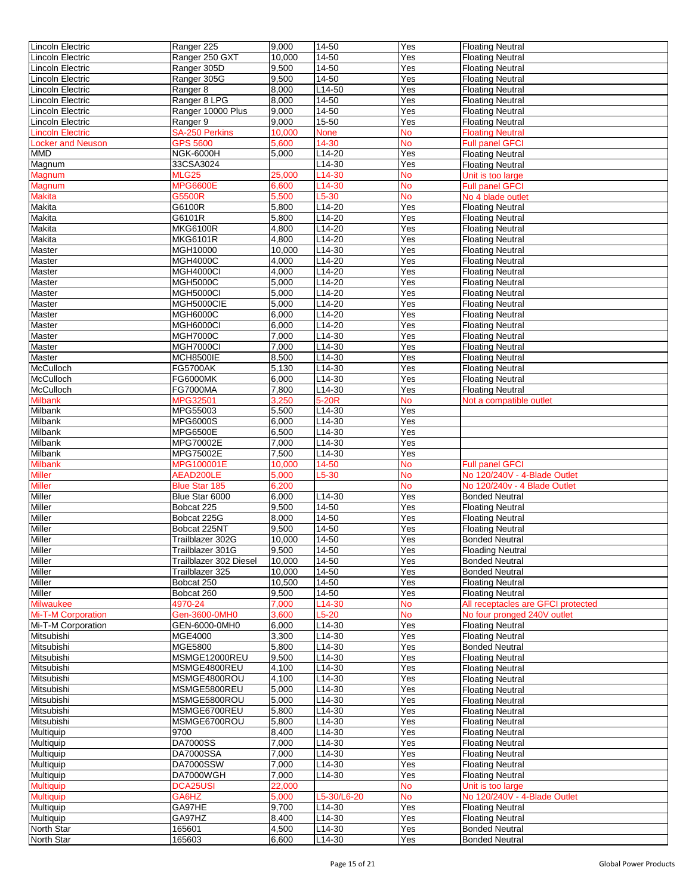| | | | | | |
|---|---|---|---|---|---|
| Lincoln Electric | Ranger 225 | 9,000 | 14-50 | Yes | Floating Neutral |
| Lincoln Electric | Ranger 250 GXT | 10,000 | 14-50 | Yes | Floating Neutral |
| Lincoln Electric | Ranger 305D | 9,500 | 14-50 | Yes | Floating Neutral |
| Lincoln Electric | Ranger 305G | 9,500 | 14-50 | Yes | Floating Neutral |
| Lincoln Electric | Ranger 8 | 8,000 | L14-50 | Yes | Floating Neutral |
| Lincoln Electric | Ranger 8 LPG | 8,000 | 14-50 | Yes | Floating Neutral |
| Lincoln Electric | Ranger 10000 Plus | 9,000 | 14-50 | Yes | Floating Neutral |
| Lincoln Electric | Ranger 9 | 9,000 | 15-50 | Yes | Floating Neutral |
| Lincoln Electric | SA-250 Perkins | 10,000 | None | No | Floating Neutral |
| Locker and Neuson | GPS 5600 | 5,600 | 14-30 | No | Full panel GFCI |
| MMD | NGK-6000H | 5,000 | L14-20 | Yes | Floating Neutral |
| Magnum | 33CSA3024 | | L14-30 | Yes | Floating Neutral |
| Magnum | MLG25 | 25,000 | L14-30 | No | Unit is too large |
| Magnum | MPG6600E | 6,600 | L14-30 | No | Full panel GFCI |
| Makita | G5500R | 5,500 | L5-30 | No | No 4 blade outlet |
| Makita | G6100R | 5,800 | L14-20 | Yes | Floating Neutral |
| Makita | G6101R | 5,800 | L14-20 | Yes | Floating Neutral |
| Makita | MKG6100R | 4,800 | L14-20 | Yes | Floating Neutral |
| Makita | MKG6101R | 4,800 | L14-20 | Yes | Floating Neutral |
| Master | MGH10000 | 10,000 | L14-30 | Yes | Floating Neutral |
| Master | MGH4000C | 4,000 | L14-20 | Yes | Floating Neutral |
| Master | MGH4000CI | 4,000 | L14-20 | Yes | Floating Neutral |
| Master | MGH5000C | 5,000 | L14-20 | Yes | Floating Neutral |
| Master | MGH5000CI | 5,000 | L14-20 | Yes | Floating Neutral |
| Master | MGH5000CIE | 5,000 | L14-20 | Yes | Floating Neutral |
| Master | MGH6000C | 6,000 | L14-20 | Yes | Floating Neutral |
| Master | MGH6000CI | 6,000 | L14-20 | Yes | Floating Neutral |
| Master | MGH7000C | 7,000 | L14-30 | Yes | Floating Neutral |
| Master | MGH7000CI | 7,000 | L14-30 | Yes | Floating Neutral |
| Master | MCH8500IE | 8,500 | L14-30 | Yes | Floating Neutral |
| McCulloch | FG5700AK | 5,130 | L14-30 | Yes | Floating Neutral |
| McCulloch | FG6000MK | 6,000 | L14-30 | Yes | Floating Neutral |
| McCulloch | FG7000MA | 7,800 | L14-30 | Yes | Floating Neutral |
| Milbank | MPG32501 | 3,250 | 5-20R | No | Not a compatible outlet |
| Milbank | MPG55003 | 5,500 | L14-30 | Yes | |
| Milbank | MPG6000S | 6,000 | L14-30 | Yes | |
| Milbank | MPG6500E | 6,500 | L14-30 | Yes | |
| Milbank | MPG70002E | 7,000 | L14-30 | Yes | |
| Milbank | MPG75002E | 7,500 | L14-30 | Yes | |
| Milbank | MPG100001E | 10,000 | 14-50 | No | Full panel GFCI |
| Miller | AEAD200LE | 5,000 | L5-30 | No | No 120/240V - 4-Blade Outlet |
| Miller | Blue Star 185 | 6,200 | | No | No 120/240v - 4 Blade Outlet |
| Miller | Blue Star 6000 | 6,000 | L14-30 | Yes | Bonded Neutral |
| Miller | Bobcat 225 | 9,500 | 14-50 | Yes | Floating Neutral |
| Miller | Bobcat 225G | 8,000 | 14-50 | Yes | Floating Neutral |
| Miller | Bobcat 225NT | 9,500 | 14-50 | Yes | Floating Neutral |
| Miller | Trailblazer 302G | 10,000 | 14-50 | Yes | Bonded Neutral |
| Miller | Trailblazer 301G | 9,500 | 14-50 | Yes | Floading Neutral |
| Miller | Trailblazer 302 Diesel | 10,000 | 14-50 | Yes | Bonded Neutral |
| Miller | Trailblazer 325 | 10,000 | 14-50 | Yes | Bonded Neutral |
| Miller | Bobcat 250 | 10,500 | 14-50 | Yes | Floating Neutral |
| Miller | Bobcat 260 | 9,500 | 14-50 | Yes | Floating Neutral |
| Milwaukee | 4970-24 | 7,000 | L14-30 | No | All receptacles are GFCI protected |
| Mi-T-M Corporation | Gen-3600-0MH0 | 3,600 | L5-20 | No | No four pronged 240V outlet |
| Mi-T-M Corporation | GEN-6000-0MH0 | 6,000 | L14-30 | Yes | Floating Neutral |
| Mitsubishi | MGE4000 | 3,300 | L14-30 | Yes | Floating Neutral |
| Mitsubishi | MGE5800 | 5,800 | L14-30 | Yes | Bonded Neutral |
| Mitsubishi | MSMGE12000REU | 9,500 | L14-30 | Yes | Floating Neutral |
| Mitsubishi | MSMGE4800REU | 4,100 | L14-30 | Yes | Floating Neutral |
| Mitsubishi | MSMGE4800ROU | 4,100 | L14-30 | Yes | Floating Neutral |
| Mitsubishi | MSMGE5800REU | 5,000 | L14-30 | Yes | Floating Neutral |
| Mitsubishi | MSMGE5800ROU | 5,000 | L14-30 | Yes | Floating Neutral |
| Mitsubishi | MSMGE6700REU | 5,800 | L14-30 | Yes | Floating Neutral |
| Mitsubishi | MSMGE6700ROU | 5,800 | L14-30 | Yes | Floating Neutral |
| Multiquip | 9700 | 8,400 | L14-30 | Yes | Floating Neutral |
| Multiquip | DA7000SS | 7,000 | L14-30 | Yes | Floating Neutral |
| Multiquip | DA7000SSA | 7,000 | L14-30 | Yes | Floating Neutral |
| Multiquip | DA7000SSW | 7,000 | L14-30 | Yes | Floating Neutral |
| Multiquip | DA7000WGH | 7,000 | L14-30 | Yes | Floating Neutral |
| Multiquip | DCA25USI | 22,000 | | No | Unit is too large |
| Multiquip | GA6HZ | 5,000 | L5-30/L6-20 | No | No 120/240V - 4-Blade Outlet |
| Multiquip | GA97HE | 9,700 | L14-30 | Yes | Floating Neutral |
| Multiquip | GA97HZ | 8,400 | L14-30 | Yes | Floating Neutral |
| North Star | 165601 | 4,500 | L14-30 | Yes | Bonded Neutral |
| North Star | 165603 | 6,600 | L14-30 | Yes | Bonded Neutral |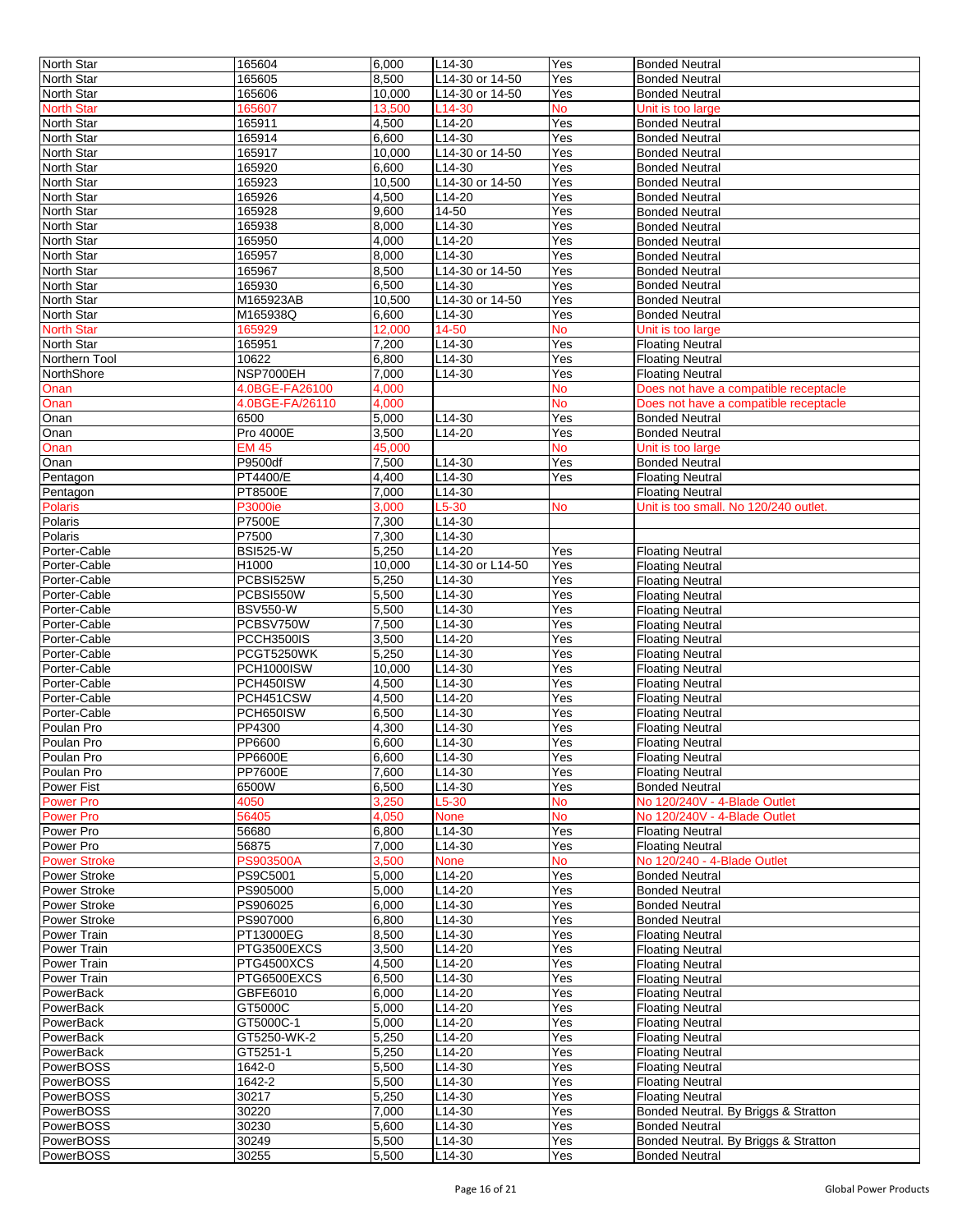| North Star | 165604 | 6,000 | L14-30 | Yes | Bonded Neutral |
|---|---|---|---|---|---|
| North Star | 165605 | 8,500 | L14-30 or 14-50 | Yes | Bonded Neutral |
| North Star | 165606 | 10,000 | L14-30 or 14-50 | Yes | Bonded Neutral |
| North Star | 165607 | 13,500 | L14-30 | No | Unit is too large |
| North Star | 165911 | 4,500 | L14-20 | Yes | Bonded Neutral |
| North Star | 165914 | 6,600 | L14-30 | Yes | Bonded Neutral |
| North Star | 165917 | 10,000 | L14-30 or 14-50 | Yes | Bonded Neutral |
| North Star | 165920 | 6,600 | L14-30 | Yes | Bonded Neutral |
| North Star | 165923 | 10,500 | L14-30 or 14-50 | Yes | Bonded Neutral |
| North Star | 165926 | 4,500 | L14-20 | Yes | Bonded Neutral |
| North Star | 165928 | 9,600 | 14-50 | Yes | Bonded Neutral |
| North Star | 165938 | 8,000 | L14-30 | Yes | Bonded Neutral |
| North Star | 165950 | 4,000 | L14-20 | Yes | Bonded Neutral |
| North Star | 165957 | 8,000 | L14-30 | Yes | Bonded Neutral |
| North Star | 165967 | 8,500 | L14-30 or 14-50 | Yes | Bonded Neutral |
| North Star | 165930 | 6,500 | L14-30 | Yes | Bonded Neutral |
| North Star | M165923AB | 10,500 | L14-30 or 14-50 | Yes | Bonded Neutral |
| North Star | M165938Q | 6,600 | L14-30 | Yes | Bonded Neutral |
| North Star | 165929 | 12,000 | 14-50 | No | Unit is too large |
| North Star | 165951 | 7,200 | L14-30 | Yes | Floating Neutral |
| Northern Tool | 10622 | 6,800 | L14-30 | Yes | Floating Neutral |
| NorthShore | NSP7000EH | 7,000 | L14-30 | Yes | Floating Neutral |
| Onan | 4.0BGE-FA26100 | 4,000 | | No | Does not have a compatible receptacle |
| Onan | 4.0BGE-FA/26110 | 4,000 | | No | Does not have a compatible receptacle |
| Onan | 6500 | 5,000 | L14-30 | Yes | Bonded Neutral |
| Onan | Pro 4000E | 3,500 | L14-20 | Yes | Bonded Neutral |
| Onan | EM 45 | 45,000 | | No | Unit is too large |
| Onan | P9500df | 7,500 | L14-30 | Yes | Bonded Neutral |
| Pentagon | PT4400/E | 4,400 | L14-30 | Yes | Floating Neutral |
| Pentagon | PT8500E | 7,000 | L14-30 | | Floating Neutral |
| Polaris | P3000ie | 3,000 | L5-30 | No | Unit is too small. No 120/240 outlet. |
| Polaris | P7500E | 7,300 | L14-30 | | |
| Polaris | P7500 | 7,300 | L14-30 | | |
| Porter-Cable | BSI525-W | 5,250 | L14-20 | Yes | Floating Neutral |
| Porter-Cable | H1000 | 10,000 | L14-30 or L14-50 | Yes | Floating Neutral |
| Porter-Cable | PCBSI525W | 5,250 | L14-30 | Yes | Floating Neutral |
| Porter-Cable | PCBSI550W | 5,500 | L14-30 | Yes | Floating Neutral |
| Porter-Cable | BSV550-W | 5,500 | L14-30 | Yes | Floating Neutral |
| Porter-Cable | PCBSV750W | 7,500 | L14-30 | Yes | Floating Neutral |
| Porter-Cable | PCCH3500IS | 3,500 | L14-20 | Yes | Floating Neutral |
| Porter-Cable | PCGT5250WK | 5,250 | L14-30 | Yes | Floating Neutral |
| Porter-Cable | PCH1000ISW | 10,000 | L14-30 | Yes | Floating Neutral |
| Porter-Cable | PCH450ISW | 4,500 | L14-30 | Yes | Floating Neutral |
| Porter-Cable | PCH451CSW | 4,500 | L14-20 | Yes | Floating Neutral |
| Porter-Cable | PCH650ISW | 6,500 | L14-30 | Yes | Floating Neutral |
| Poulan Pro | PP4300 | 4,300 | L14-30 | Yes | Floating Neutral |
| Poulan Pro | PP6600 | 6,600 | L14-30 | Yes | Floating Neutral |
| Poulan Pro | PP6600E | 6,600 | L14-30 | Yes | Floating Neutral |
| Poulan Pro | PP7600E | 7,600 | L14-30 | Yes | Floating Neutral |
| Power Fist | 6500W | 6,500 | L14-30 | Yes | Bonded Neutral |
| Power Pro | 4050 | 3,250 | L5-30 | No | No 120/240V - 4-Blade Outlet |
| Power Pro | 56405 | 4,050 | None | No | No 120/240V - 4-Blade Outlet |
| Power Pro | 56680 | 6,800 | L14-30 | Yes | Floating Neutral |
| Power Pro | 56875 | 7,000 | L14-30 | Yes | Floating Neutral |
| Power Stroke | PS903500A | 3,500 | None | No | No 120/240 - 4-Blade Outlet |
| Power Stroke | PS9C5001 | 5,000 | L14-20 | Yes | Bonded Neutral |
| Power Stroke | PS905000 | 5,000 | L14-20 | Yes | Bonded Neutral |
| Power Stroke | PS906025 | 6,000 | L14-30 | Yes | Bonded Neutral |
| Power Stroke | PS907000 | 6,800 | L14-30 | Yes | Bonded Neutral |
| Power Train | PT13000EG | 8,500 | L14-30 | Yes | Floating Neutral |
| Power Train | PTG3500EXCS | 3,500 | L14-20 | Yes | Floating Neutral |
| Power Train | PTG4500XCS | 4,500 | L14-20 | Yes | Floating Neutral |
| Power Train | PTG6500EXCS | 6,500 | L14-30 | Yes | Floating Neutral |
| PowerBack | GBFE6010 | 6,000 | L14-20 | Yes | Floating Neutral |
| PowerBack | GT5000C | 5,000 | L14-20 | Yes | Floating Neutral |
| PowerBack | GT5000C-1 | 5,000 | L14-20 | Yes | Floating Neutral |
| PowerBack | GT5250-WK-2 | 5,250 | L14-20 | Yes | Floating Neutral |
| PowerBack | GT5251-1 | 5,250 | L14-20 | Yes | Floating Neutral |
| PowerBOSS | 1642-0 | 5,500 | L14-30 | Yes | Floating Neutral |
| PowerBOSS | 1642-2 | 5,500 | L14-30 | Yes | Floating Neutral |
| PowerBOSS | 30217 | 5,250 | L14-30 | Yes | Floating Neutral |
| PowerBOSS | 30220 | 7,000 | L14-30 | Yes | Bonded Neutral. By Briggs & Stratton |
| PowerBOSS | 30230 | 5,600 | L14-30 | Yes | Bonded Neutral |
| PowerBOSS | 30249 | 5,500 | L14-30 | Yes | Bonded Neutral. By Briggs & Stratton |
| PowerBOSS | 30255 | 5,500 | L14-30 | Yes | Bonded Neutral |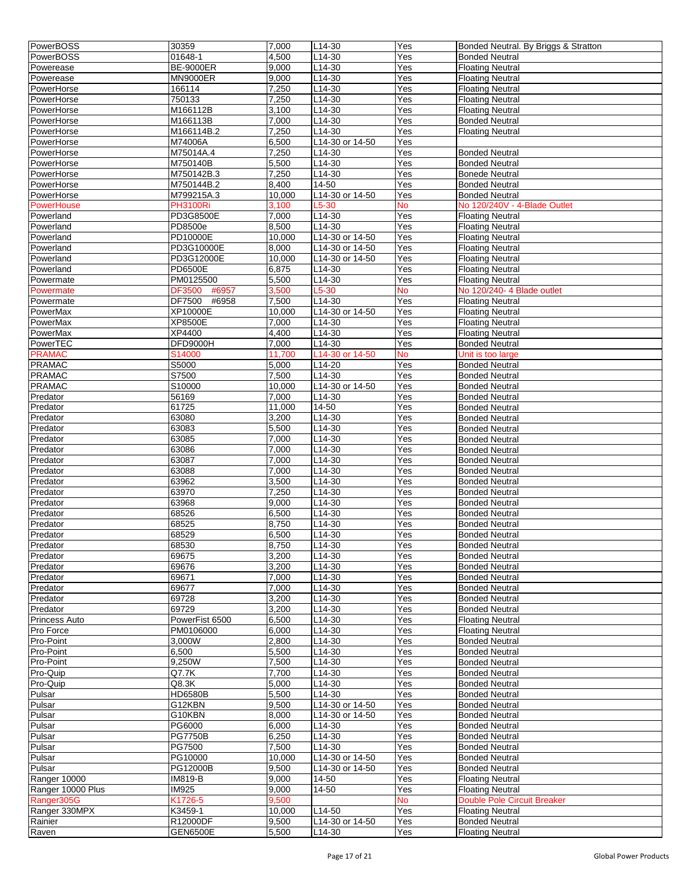| | | | | | |
|---|---|---|---|---|---|
| PowerBOSS | 30359 | 7,000 | L14-30 | Yes | Bonded Neutral. By Briggs & Stratton |
| PowerBOSS | 01648-1 | 4,500 | L14-30 | Yes | Bonded Neutral |
| Powerease | BE-9000ER | 9,000 | L14-30 | Yes | Floating Neutral |
| Powerease | MN9000ER | 9,000 | L14-30 | Yes | Floating Neutral |
| PowerHorse | 166114 | 7,250 | L14-30 | Yes | Floating Neutral |
| PowerHorse | 750133 | 7,250 | L14-30 | Yes | Floating Neutral |
| PowerHorse | M166112B | 3,100 | L14-30 | Yes | Floating Neutral |
| PowerHorse | M166113B | 7,000 | L14-30 | Yes | Bonded Neutral |
| PowerHorse | M166114B.2 | 7,250 | L14-30 | Yes | Floating Neutral |
| PowerHorse | M74006A | 6,500 | L14-30 or 14-50 | Yes | |
| PowerHorse | M75014A.4 | 7,250 | L14-30 | Yes | Bonded Neutral |
| PowerHorse | M750140B | 5,500 | L14-30 | Yes | Bonded Neutral |
| PowerHorse | M750142B.3 | 7,250 | L14-30 | Yes | Bonede Neutral |
| PowerHorse | M750144B.2 | 8,400 | 14-50 | Yes | Bonded Neutral |
| PowerHorse | M799215A.3 | 10,000 | L14-30 or 14-50 | Yes | Bonded Neutral |
| PowerHouse | PH3100Ri | 3,100 | L5-30 | No | No 120/240V - 4-Blade Outlet |
| Powerland | PD3G8500E | 7,000 | L14-30 | Yes | Floating Neutral |
| Powerland | PD8500e | 8,500 | L14-30 | Yes | Floating Neutral |
| Powerland | PD10000E | 10,000 | L14-30 or 14-50 | Yes | Floating Neutral |
| Powerland | PD3G10000E | 8,000 | L14-30 or 14-50 | Yes | Floating Neutral |
| Powerland | PD3G12000E | 10,000 | L14-30 or 14-50 | Yes | Floating Neutral |
| Powerland | PD6500E | 6,875 | L14-30 | Yes | Floating Neutral |
| Powermate | PM0125500 | 5,500 | L14-30 | Yes | Floating Neutral |
| Powermate | DF3500 #6957 | 3,500 | L5-30 | No | No 120/240- 4 Blade outlet |
| Powermate | DF7500 #6958 | 7,500 | L14-30 | Yes | Floating Neutral |
| PowerMax | XP10000E | 10,000 | L14-30 or 14-50 | Yes | Floating Neutral |
| PowerMax | XP8500E | 7,000 | L14-30 | Yes | Floating Neutral |
| PowerMax | XP4400 | 4,400 | L14-30 | Yes | Floating Neutral |
| PowerTEC | DFD9000H | 7,000 | L14-30 | Yes | Bonded Neutral |
| PRAMAC | S14000 | 11,700 | L14-30 or 14-50 | No | Unit is too large |
| PRAMAC | S5000 | 5,000 | L14-20 | Yes | Bonded Neutral |
| PRAMAC | S7500 | 7,500 | L14-30 | Yes | Bonded Neutral |
| PRAMAC | S10000 | 10,000 | L14-30 or 14-50 | Yes | Bonded Neutral |
| Predator | 56169 | 7,000 | L14-30 | Yes | Bonded Neutral |
| Predator | 61725 | 11,000 | 14-50 | Yes | Bonded Neutral |
| Predator | 63080 | 3,200 | L14-30 | Yes | Bonded Neutral |
| Predator | 63083 | 5,500 | L14-30 | Yes | Bonded Neutral |
| Predator | 63085 | 7,000 | L14-30 | Yes | Bonded Neutral |
| Predator | 63086 | 7,000 | L14-30 | Yes | Bonded Neutral |
| Predator | 63087 | 7,000 | L14-30 | Yes | Bonded Neutral |
| Predator | 63088 | 7,000 | L14-30 | Yes | Bonded Neutral |
| Predator | 63962 | 3,500 | L14-30 | Yes | Bonded Neutral |
| Predator | 63970 | 7,250 | L14-30 | Yes | Bonded Neutral |
| Predator | 63968 | 9,000 | L14-30 | Yes | Bonded Neutral |
| Predator | 68526 | 6,500 | L14-30 | Yes | Bonded Neutral |
| Predator | 68525 | 8,750 | L14-30 | Yes | Bonded Neutral |
| Predator | 68529 | 6,500 | L14-30 | Yes | Bonded Neutral |
| Predator | 68530 | 8,750 | L14-30 | Yes | Bonded Neutral |
| Predator | 69675 | 3,200 | L14-30 | Yes | Bonded Neutral |
| Predator | 69676 | 3,200 | L14-30 | Yes | Bonded Neutral |
| Predator | 69671 | 7,000 | L14-30 | Yes | Bonded Neutral |
| Predator | 69677 | 7,000 | L14-30 | Yes | Bonded Neutral |
| Predator | 69728 | 3,200 | L14-30 | Yes | Bonded Neutral |
| Predator | 69729 | 3,200 | L14-30 | Yes | Bonded Neutral |
| Princess Auto | PowerFist 6500 | 6,500 | L14-30 | Yes | Floating Neutral |
| Pro Force | PM0106000 | 6,000 | L14-30 | Yes | Floating Neutral |
| Pro-Point | 3,000W | 2,800 | L14-30 | Yes | Bonded Neutral |
| Pro-Point | 6,500 | 5,500 | L14-30 | Yes | Bonded Neutral |
| Pro-Point | 9,250W | 7,500 | L14-30 | Yes | Bonded Neutral |
| Pro-Quip | Q7.7K | 7,700 | L14-30 | Yes | Bonded Neutral |
| Pro-Quip | Q8.3K | 5,000 | L14-30 | Yes | Bonded Neutral |
| Pulsar | HD6580B | 5,500 | L14-30 | Yes | Bonded Neutral |
| Pulsar | G12KBN | 9,500 | L14-30 or 14-50 | Yes | Bonded Neutral |
| Pulsar | G10KBN | 8,000 | L14-30 or 14-50 | Yes | Bonded Neutral |
| Pulsar | PG6000 | 6,000 | L14-30 | Yes | Bonded Neutral |
| Pulsar | PG7750B | 6,250 | L14-30 | Yes | Bonded Neutral |
| Pulsar | PG7500 | 7,500 | L14-30 | Yes | Bonded Neutral |
| Pulsar | PG10000 | 10,000 | L14-30 or 14-50 | Yes | Bonded Neutral |
| Pulsar | PG12000B | 9,500 | L14-30 or 14-50 | Yes | Bonded Neutral |
| Ranger 10000 | IM819-B | 9,000 | 14-50 | Yes | Floating Neutral |
| Ranger 10000 Plus | IM925 | 9,000 | 14-50 | Yes | Floating Neutral |
| Ranger305G | K1726-5 | 9,500 | | No | Double Pole Circuit Breaker |
| Ranger 330MPX | K3459-1 | 10,000 | L14-50 | Yes | Floating Neutral |
| Rainier | R12000DF | 9,500 | L14-30 or 14-50 | Yes | Bonded Neutral |
| Raven | GEN6500E | 5,500 | L14-30 | Yes | Floating Neutral |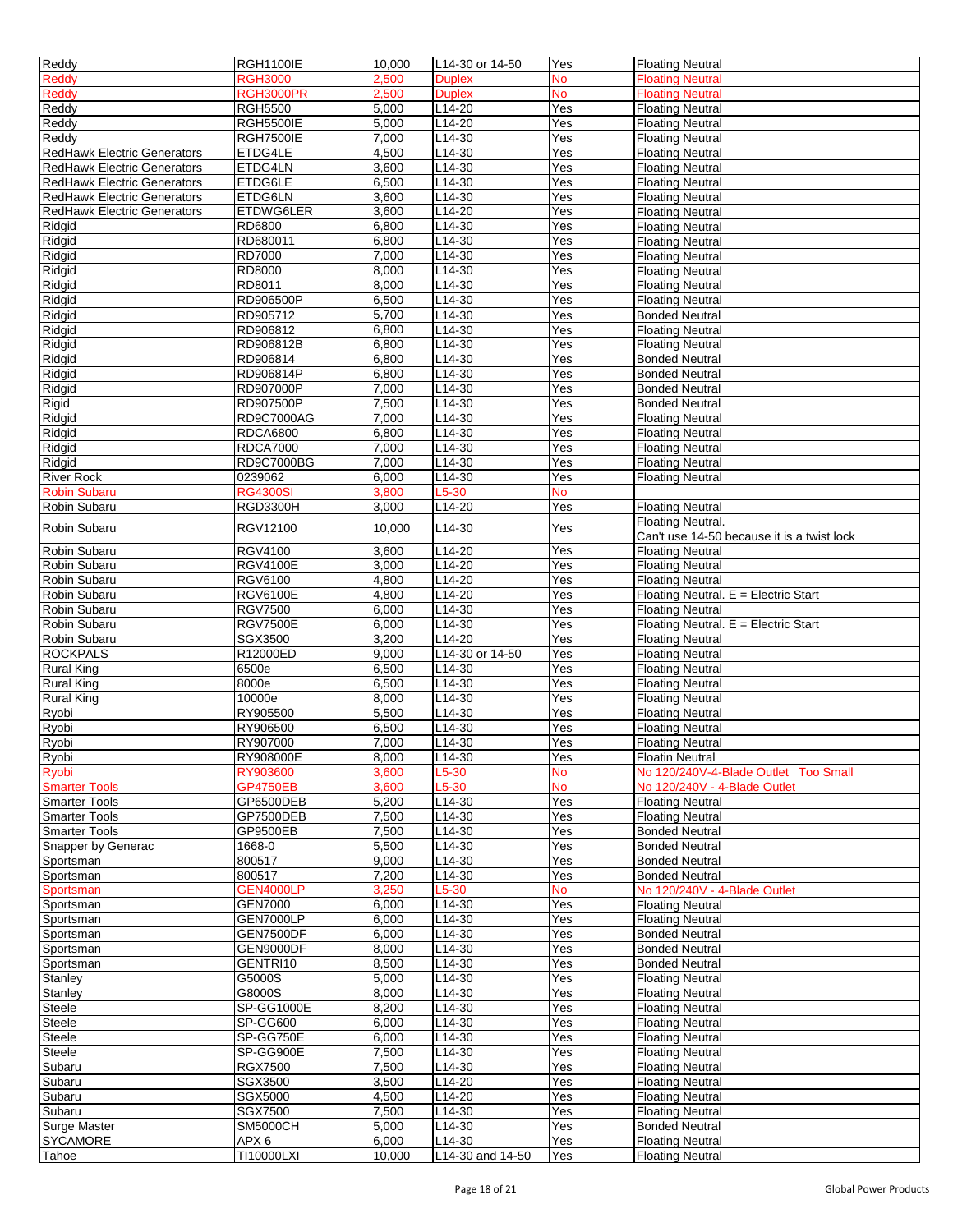| | | | | | |
|---|---|---|---|---|---|
| Reddy | RGH1100IE | 10,000 | L14-30 or 14-50 | Yes | Floating Neutral |
| Reddy | RGH3000 | 2,500 | Duplex | No | Floating Neutral |
| Reddy | RGH3000PR | 2,500 | Duplex | No | Floating Neutral |
| Reddy | RGH5500 | 5,000 | L14-20 | Yes | Floating Neutral |
| Reddy | RGH5500IE | 5,000 | L14-20 | Yes | Floating Neutral |
| Reddy | RGH7500IE | 7,000 | L14-30 | Yes | Floating Neutral |
| RedHawk Electric Generators | ETDG4LE | 4,500 | L14-30 | Yes | Floating Neutral |
| RedHawk Electric Generators | ETDG4LN | 3,600 | L14-30 | Yes | Floating Neutral |
| RedHawk Electric Generators | ETDG6LE | 6,500 | L14-30 | Yes | Floating Neutral |
| RedHawk Electric Generators | ETDG6LN | 3,600 | L14-30 | Yes | Floating Neutral |
| RedHawk Electric Generators | ETDWG6LER | 3,600 | L14-20 | Yes | Floating Neutral |
| Ridgid | RD6800 | 6,800 | L14-30 | Yes | Floating Neutral |
| Ridgid | RD680011 | 6,800 | L14-30 | Yes | Floating Neutral |
| Ridgid | RD7000 | 7,000 | L14-30 | Yes | Floating Neutral |
| Ridgid | RD8000 | 8,000 | L14-30 | Yes | Floating Neutral |
| Ridgid | RD8011 | 8,000 | L14-30 | Yes | Floating Neutral |
| Ridgid | RD906500P | 6,500 | L14-30 | Yes | Floating Neutral |
| Ridgid | RD905712 | 5,700 | L14-30 | Yes | Bonded Neutral |
| Ridgid | RD906812 | 6,800 | L14-30 | Yes | Floating Neutral |
| Ridgid | RD906812B | 6,800 | L14-30 | Yes | Floating Neutral |
| Ridgid | RD906814 | 6,800 | L14-30 | Yes | Bonded Neutral |
| Ridgid | RD906814P | 6,800 | L14-30 | Yes | Bonded Neutral |
| Ridgid | RD907000P | 7,000 | L14-30 | Yes | Bonded Neutral |
| Rigid | RD907500P | 7,500 | L14-30 | Yes | Bonded Neutral |
| Ridgid | RD9C7000AG | 7,000 | L14-30 | Yes | Floating Neutral |
| Ridgid | RDCA6800 | 6,800 | L14-30 | Yes | Floating Neutral |
| Ridgid | RDCA7000 | 7,000 | L14-30 | Yes | Floating Neutral |
| Ridgid | RD9C7000BG | 7,000 | L14-30 | Yes | Floating Neutral |
| River Rock | 0239062 | 6,000 | L14-30 | Yes | Floating Neutral |
| Robin Subaru | RG4300SI | 3,800 | L5-30 | No | |
| Robin Subaru | RGD3300H | 3,000 | L14-20 | Yes | Floating Neutral |
| Robin Subaru | RGV12100 | 10,000 | L14-30 | Yes | Floating Neutral. Can't use 14-50 because it is a twist lock |
| Robin Subaru | RGV4100 | 3,600 | L14-20 | Yes | Floating Neutral |
| Robin Subaru | RGV4100E | 3,000 | L14-20 | Yes | Floating Neutral |
| Robin Subaru | RGV6100 | 4,800 | L14-20 | Yes | Floating Neutral |
| Robin Subaru | RGV6100E | 4,800 | L14-20 | Yes | Floating Neutral. E = Electric Start |
| Robin Subaru | RGV7500 | 6,000 | L14-30 | Yes | Floating Neutral |
| Robin Subaru | RGV7500E | 6,000 | L14-30 | Yes | Floating Neutral. E = Electric Start |
| Robin Subaru | SGX3500 | 3,200 | L14-20 | Yes | Floating Neutral |
| ROCKPALS | R12000ED | 9,000 | L14-30 or 14-50 | Yes | Floating Neutral |
| Rural King | 6500e | 6,500 | L14-30 | Yes | Floating Neutral |
| Rural King | 8000e | 6,500 | L14-30 | Yes | Floating Neutral |
| Rural King | 10000e | 8,000 | L14-30 | Yes | Floating Neutral |
| Ryobi | RY905500 | 5,500 | L14-30 | Yes | Floating Neutral |
| Ryobi | RY906500 | 6,500 | L14-30 | Yes | Floating Neutral |
| Ryobi | RY907000 | 7,000 | L14-30 | Yes | Floating Neutral |
| Ryobi | RY908000E | 8,000 | L14-30 | Yes | Floatin Neutral |
| Ryobi | RY903600 | 3,600 | L5-30 | No | No 120/240V-4-Blade Outlet Too Small |
| Smarter Tools | GP4750EB | 3,600 | L5-30 | No | No 120/240V - 4-Blade Outlet |
| Smarter Tools | GP6500DEB | 5,200 | L14-30 | Yes | Floating Neutral |
| Smarter Tools | GP7500DEB | 7,500 | L14-30 | Yes | Floating Neutral |
| Smarter Tools | GP9500EB | 7,500 | L14-30 | Yes | Bonded Neutral |
| Snapper by Generac | 1668-0 | 5,500 | L14-30 | Yes | Bonded Neutral |
| Sportsman | 800517 | 9,000 | L14-30 | Yes | Bonded Neutral |
| Sportsman | 800517 | 7,200 | L14-30 | Yes | Bonded Neutral |
| Sportsman | GEN4000LP | 3,250 | L5-30 | No | No 120/240V - 4-Blade Outlet |
| Sportsman | GEN7000 | 6,000 | L14-30 | Yes | Floating Neutral |
| Sportsman | GEN7000LP | 6,000 | L14-30 | Yes | Floating Neutral |
| Sportsman | GEN7500DF | 6,000 | L14-30 | Yes | Bonded Neutral |
| Sportsman | GEN9000DF | 8,000 | L14-30 | Yes | Bonded Neutral |
| Sportsman | GENTRI10 | 8,500 | L14-30 | Yes | Bonded Neutral |
| Stanley | G5000S | 5,000 | L14-30 | Yes | Floating Neutral |
| Stanley | G8000S | 8,000 | L14-30 | Yes | Floating Neutral |
| Steele | SP-GG1000E | 8,200 | L14-30 | Yes | Floating Neutral |
| Steele | SP-GG600 | 6,000 | L14-30 | Yes | Floating Neutral |
| Steele | SP-GG750E | 6,000 | L14-30 | Yes | Floating Neutral |
| Steele | SP-GG900E | 7,500 | L14-30 | Yes | Floating Neutral |
| Subaru | RGX7500 | 7,500 | L14-30 | Yes | Floating Neutral |
| Subaru | SGX3500 | 3,500 | L14-20 | Yes | Floating Neutral |
| Subaru | SGX5000 | 4,500 | L14-20 | Yes | Floating Neutral |
| Subaru | SGX7500 | 7,500 | L14-30 | Yes | Floating Neutral |
| Surge Master | SM5000CH | 5,000 | L14-30 | Yes | Bonded Neutral |
| SYCAMORE | APX 6 | 6,000 | L14-30 | Yes | Floating Neutral |
| Tahoe | TI10000LXI | 10,000 | L14-30 and 14-50 | Yes | Floating Neutral |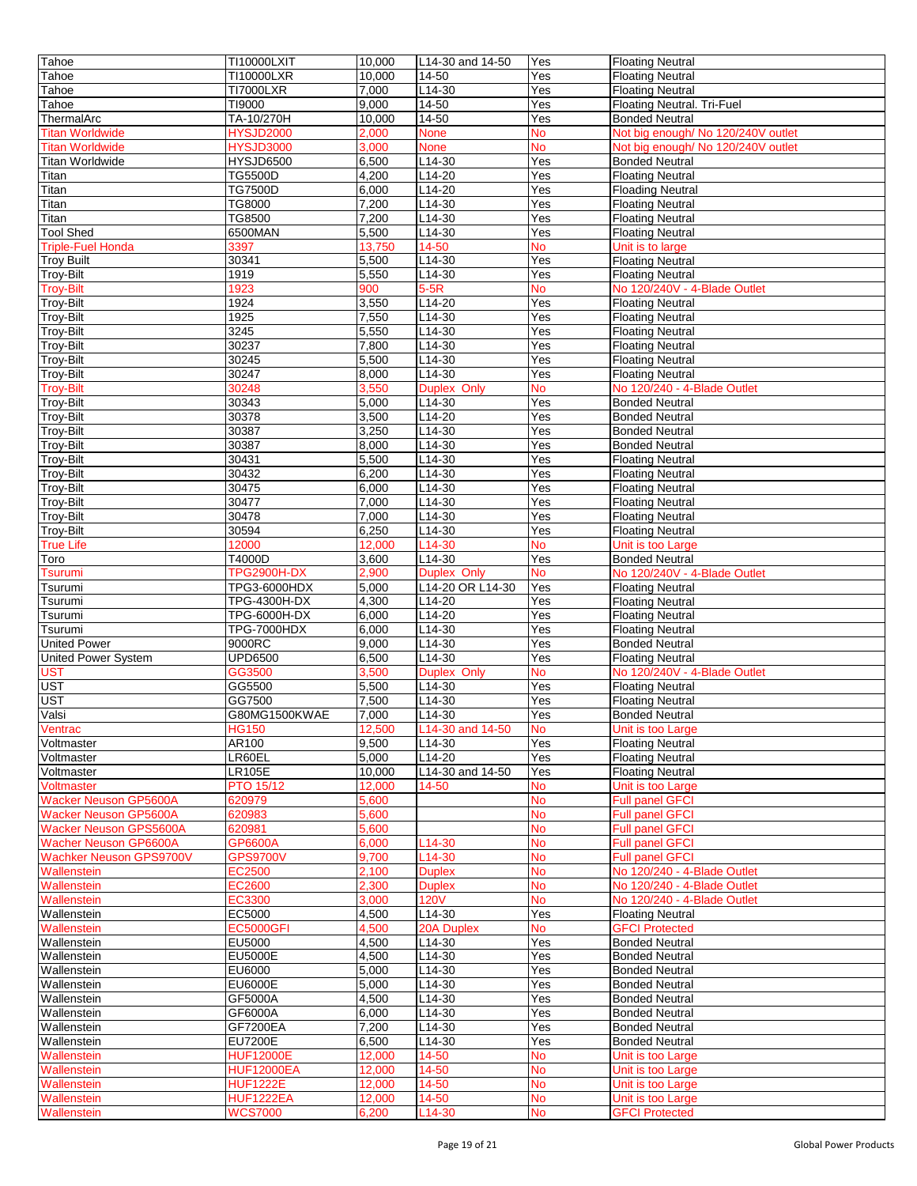| Tahoe | TI10000LXIT | 10,000 | L14-30 and 14-50 | Yes | Floating Neutral |
|---|---|---|---|---|---|
| Tahoe | TI10000LXR | 10,000 | 14-50 | Yes | Floating Neutral |
| Tahoe | TI7000LXR | 7,000 | L14-30 | Yes | Floating Neutral |
| Tahoe | TI9000 | 9,000 | 14-50 | Yes | Floating Neutral. Tri-Fuel |
| ThermalArc | TA-10/270H | 10,000 | 14-50 | Yes | Bonded Neutral |
| Titan Worldwide | HYSJD2000 | 2,000 | None | No | Not big enough/ No 120/240V outlet |
| Titan Worldwide | HYSJD3000 | 3,000 | None | No | Not big enough/ No 120/240V outlet |
| Titan Worldwide | HYSJD6500 | 6,500 | L14-30 | Yes | Bonded Neutral |
| Titan | TG5500D | 4,200 | L14-20 | Yes | Floating Neutral |
| Titan | TG7500D | 6,000 | L14-20 | Yes | Floading Neutral |
| Titan | TG8000 | 7,200 | L14-30 | Yes | Floating Neutral |
| Titan | TG8500 | 7,200 | L14-30 | Yes | Floating Neutral |
| Tool Shed | 6500MAN | 5,500 | L14-30 | Yes | Floating Neutral |
| Triple-Fuel Honda | 3397 | 13,750 | 14-50 | No | Unit is to large |
| Troy Built | 30341 | 5,500 | L14-30 | Yes | Floating Neutral |
| Troy-Bilt | 1919 | 5,550 | L14-30 | Yes | Floating Neutral |
| Troy-Bilt | 1923 | 900 | 5-5R | No | No 120/240V - 4-Blade Outlet |
| Troy-Bilt | 1924 | 3,550 | L14-20 | Yes | Floating Neutral |
| Troy-Bilt | 1925 | 7,550 | L14-30 | Yes | Floating Neutral |
| Troy-Bilt | 3245 | 5,550 | L14-30 | Yes | Floating Neutral |
| Troy-Bilt | 30237 | 7,800 | L14-30 | Yes | Floating Neutral |
| Troy-Bilt | 30245 | 5,500 | L14-30 | Yes | Floating Neutral |
| Troy-Bilt | 30247 | 8,000 | L14-30 | Yes | Floating Neutral |
| Troy-Bilt | 30248 | 3,550 | Duplex Only | No | No 120/240 - 4-Blade Outlet |
| Troy-Bilt | 30343 | 5,000 | L14-30 | Yes | Bonded Neutral |
| Troy-Bilt | 30378 | 3,500 | L14-20 | Yes | Bonded Neutral |
| Troy-Bilt | 30387 | 3,250 | L14-30 | Yes | Bonded Neutral |
| Troy-Bilt | 30387 | 8,000 | L14-30 | Yes | Bonded Neutral |
| Troy-Bilt | 30431 | 5,500 | L14-30 | Yes | Floating Neutral |
| Troy-Bilt | 30432 | 6,200 | L14-30 | Yes | Floating Neutral |
| Troy-Bilt | 30475 | 6,000 | L14-30 | Yes | Floating Neutral |
| Troy-Bilt | 30477 | 7,000 | L14-30 | Yes | Floating Neutral |
| Troy-Bilt | 30478 | 7,000 | L14-30 | Yes | Floating Neutral |
| Troy-Bilt | 30594 | 6,250 | L14-30 | Yes | Floating Neutral |
| True Life | 12000 | 12,000 | L14-30 | No | Unit is too Large |
| Toro | T4000D | 3,600 | L14-30 | Yes | Bonded Neutral |
| Tsurumi | TPG2900H-DX | 2,900 | Duplex Only | No | No 120/240V - 4-Blade Outlet |
| Tsurumi | TPG3-6000HDX | 5,000 | L14-20 OR L14-30 | Yes | Floating Neutral |
| Tsurumi | TPG-4300H-DX | 4,300 | L14-20 | Yes | Floating Neutral |
| Tsurumi | TPG-6000H-DX | 6,000 | L14-20 | Yes | Floating Neutral |
| Tsurumi | TPG-7000HDX | 6,000 | L14-30 | Yes | Floating Neutral |
| United Power | 9000RC | 9,000 | L14-30 | Yes | Bonded Neutral |
| United Power System | UPD6500 | 6,500 | L14-30 | Yes | Floating Neutral |
| UST | GG3500 | 3,500 | Duplex Only | No | No 120/240V - 4-Blade Outlet |
| UST | GG5500 | 5,500 | L14-30 | Yes | Floating Neutral |
| UST | GG7500 | 7,500 | L14-30 | Yes | Floating Neutral |
| Valsi | G80MG1500KWAE | 7,000 | L14-30 | Yes | Bonded Neutral |
| Ventrac | HG150 | 12,500 | L14-30 and 14-50 | No | Unit is too Large |
| Voltmaster | AR100 | 9,500 | L14-30 | Yes | Floating Neutral |
| Voltmaster | LR60EL | 5,000 | L14-20 | Yes | Floating Neutral |
| Voltmaster | LR105E | 10,000 | L14-30 and 14-50 | Yes | Floating Neutral |
| Voltmaster | PTO 15/12 | 12,000 | 14-50 | No | Unit is too Large |
| Wacker Neuson GP5600A | 620979 | 5,600 | | No | Full panel GFCI |
| Wacker Neuson GP5600A | 620983 | 5,600 | | No | Full panel GFCI |
| Wacker Neuson GPS5600A | 620981 | 5,600 | | No | Full panel GFCI |
| Wacher Neuson GP6600A | GP6600A | 6,000 | L14-30 | No | Full panel GFCI |
| Wachker Neuson GPS9700V | GPS9700V | 9,700 | L14-30 | No | Full panel GFCI |
| Wallenstein | EC2500 | 2,100 | Duplex | No | No 120/240 - 4-Blade Outlet |
| Wallenstein | EC2600 | 2,300 | Duplex | No | No 120/240 - 4-Blade Outlet |
| Wallenstein | EC3300 | 3,000 | 120V | No | No 120/240 - 4-Blade Outlet |
| Wallenstein | EC5000 | 4,500 | L14-30 | Yes | Floating Neutral |
| Wallenstein | EC5000GFI | 4,500 | 20A Duplex | No | GFCI Protected |
| Wallenstein | EU5000 | 4,500 | L14-30 | Yes | Bonded Neutral |
| Wallenstein | EU5000E | 4,500 | L14-30 | Yes | Bonded Neutral |
| Wallenstein | EU6000 | 5,000 | L14-30 | Yes | Bonded Neutral |
| Wallenstein | EU6000E | 5,000 | L14-30 | Yes | Bonded Neutral |
| Wallenstein | GF5000A | 4,500 | L14-30 | Yes | Bonded Neutral |
| Wallenstein | GF6000A | 6,000 | L14-30 | Yes | Bonded Neutral |
| Wallenstein | GF7200EA | 7,200 | L14-30 | Yes | Bonded Neutral |
| Wallenstein | EU7200E | 6,500 | L14-30 | Yes | Bonded Neutral |
| Wallenstein | HUF12000E | 12,000 | 14-50 | No | Unit is too Large |
| Wallenstein | HUF12000EA | 12,000 | 14-50 | No | Unit is too Large |
| Wallenstein | HUF1222E | 12,000 | 14-50 | No | Unit is too Large |
| Wallenstein | HUF1222EA | 12,000 | 14-50 | No | Unit is too Large |
| Wallenstein | WCS7000 | 6,200 | L14-30 | No | GFCI Protected |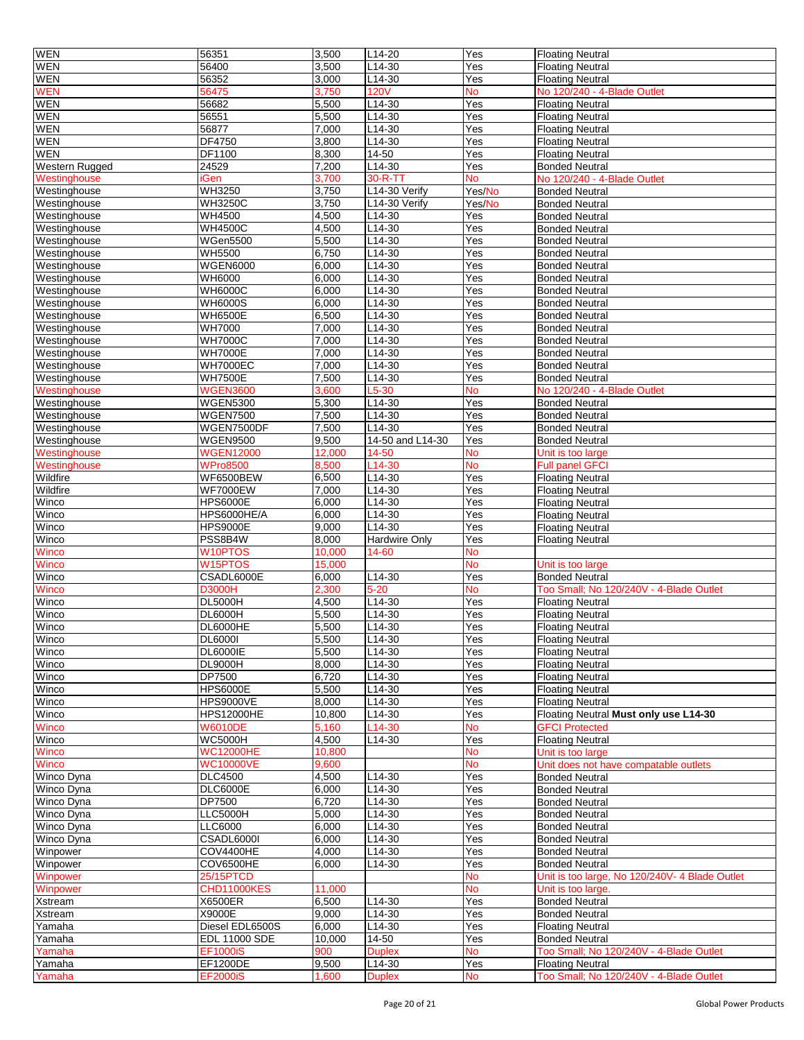| | | | | | |
|---|---|---|---|---|---|
| WEN | 56351 | 3,500 | L14-20 | Yes | Floating Neutral |
| WEN | 56400 | 3,500 | L14-30 | Yes | Floating Neutral |
| WEN | 56352 | 3,000 | L14-30 | Yes | Floating Neutral |
| WEN | 56475 | 3,750 | 120V | No | No 120/240 - 4-Blade Outlet |
| WEN | 56682 | 5,500 | L14-30 | Yes | Floating Neutral |
| WEN | 56551 | 5,500 | L14-30 | Yes | Floating Neutral |
| WEN | 56877 | 7,000 | L14-30 | Yes | Floating Neutral |
| WEN | DF4750 | 3,800 | L14-30 | Yes | Floating Neutral |
| WEN | DF1100 | 8,300 | 14-50 | Yes | Floating Neutral |
| Western Rugged | 24529 | 7,200 | L14-30 | Yes | Bonded Neutral |
| Westinghouse | iGen | 3,700 | 30-R-TT | No | No 120/240 - 4-Blade Outlet |
| Westinghouse | WH3250 | 3,750 | L14-30 Verify | Yes/No | Bonded Neutral |
| Westinghouse | WH3250C | 3,750 | L14-30 Verify | Yes/No | Bonded Neutral |
| Westinghouse | WH4500 | 4,500 | L14-30 | Yes | Bonded Neutral |
| Westinghouse | WH4500C | 4,500 | L14-30 | Yes | Bonded Neutral |
| Westinghouse | WGen5500 | 5,500 | L14-30 | Yes | Bonded Neutral |
| Westinghouse | WH5500 | 6,750 | L14-30 | Yes | Bonded Neutral |
| Westinghouse | WGEN6000 | 6,000 | L14-30 | Yes | Bonded Neutral |
| Westinghouse | WH6000 | 6,000 | L14-30 | Yes | Bonded Neutral |
| Westinghouse | WH6000C | 6,000 | L14-30 | Yes | Bonded Neutral |
| Westinghouse | WH6000S | 6,000 | L14-30 | Yes | Bonded Neutral |
| Westinghouse | WH6500E | 6,500 | L14-30 | Yes | Bonded Neutral |
| Westinghouse | WH7000 | 7,000 | L14-30 | Yes | Bonded Neutral |
| Westinghouse | WH7000C | 7,000 | L14-30 | Yes | Bonded Neutral |
| Westinghouse | WH7000E | 7,000 | L14-30 | Yes | Bonded Neutral |
| Westinghouse | WH7000EC | 7,000 | L14-30 | Yes | Bonded Neutral |
| Westinghouse | WH7500E | 7,500 | L14-30 | Yes | Bonded Neutral |
| Westinghouse | WGEN3600 | 3,600 | L5-30 | No | No 120/240 - 4-Blade Outlet |
| Westinghouse | WGEN5300 | 5,300 | L14-30 | Yes | Bonded Neutral |
| Westinghouse | WGEN7500 | 7,500 | L14-30 | Yes | Bonded Neutral |
| Westinghouse | WGEN7500DF | 7,500 | L14-30 | Yes | Bonded Neutral |
| Westinghouse | WGEN9500 | 9,500 | 14-50 and L14-30 | Yes | Bonded Neutral |
| Westinghouse | WGEN12000 | 12,000 | 14-50 | No | Unit is too large |
| Westinghouse | WPro8500 | 8,500 | L14-30 | No | Full panel GFCI |
| Wildfire | WF6500BEW | 6,500 | L14-30 | Yes | Floating Neutral |
| Wildfire | WF7000EW | 7,000 | L14-30 | Yes | Floating Neutral |
| Winco | HPS6000E | 6,000 | L14-30 | Yes | Floating Neutral |
| Winco | HPS6000HE/A | 6,000 | L14-30 | Yes | Floating Neutral |
| Winco | HPS9000E | 9,000 | L14-30 | Yes | Floating Neutral |
| Winco | PSS8B4W | 8,000 | Hardwire Only | Yes | Floating Neutral |
| Winco | W10PTOS | 10,000 | 14-60 | No | |
| Winco | W15PTOS | 15,000 | | No | Unit is too large |
| Winco | CSADL6000E | 6,000 | L14-30 | Yes | Bonded Neutral |
| Winco | D3000H | 2,300 | 5-20 | No | Too Small; No 120/240V - 4-Blade Outlet |
| Winco | DL5000H | 4,500 | L14-30 | Yes | Floating Neutral |
| Winco | DL6000H | 5,500 | L14-30 | Yes | Floating Neutral |
| Winco | DL6000HE | 5,500 | L14-30 | Yes | Floating Neutral |
| Winco | DL6000I | 5,500 | L14-30 | Yes | Floating Neutral |
| Winco | DL6000IE | 5,500 | L14-30 | Yes | Floating Neutral |
| Winco | DL9000H | 8,000 | L14-30 | Yes | Floating Neutral |
| Winco | DP7500 | 6,720 | L14-30 | Yes | Floating Neutral |
| Winco | HPS6000E | 5,500 | L14-30 | Yes | Floating Neutral |
| Winco | HPS9000VE | 8,000 | L14-30 | Yes | Floating Neutral |
| Winco | HPS12000HE | 10,800 | L14-30 | Yes | Floating Neutral **Must only use L14-30** |
| Winco | W6010DE | 5,160 | L14-30 | No | GFCI Protected |
| Winco | WC5000H | 4,500 | L14-30 | Yes | Floating Neutral |
| Winco | WC12000HE | 10,800 | | No | Unit is too large |
| Winco | WC10000VE | 9,600 | | No | Unit does not have compatable outlets |
| Winco Dyna | DLC4500 | 4,500 | L14-30 | Yes | Bonded Neutral |
| Winco Dyna | DLC6000E | 6,000 | L14-30 | Yes | Bonded Neutral |
| Winco Dyna | DP7500 | 6,720 | L14-30 | Yes | Bonded Neutral |
| Winco Dyna | LLC5000H | 5,000 | L14-30 | Yes | Bonded Neutral |
| Winco Dyna | LLC6000 | 6,000 | L14-30 | Yes | Bonded Neutral |
| Winco Dyna | CSADL6000I | 6,000 | L14-30 | Yes | Bonded Neutral |
| Winpower | COV4400HE | 4,000 | L14-30 | Yes | Bonded Neutral |
| Winpower | COV6500HE | 6,000 | L14-30 | Yes | Bonded Neutral |
| Winpower | 25/15PTCD | | | No | Unit is too large, No 120/240V- 4 Blade Outlet |
| Winpower | CHD11000KES | 11,000 | | No | Unit is too large. |
| Xstream | X6500ER | 6,500 | L14-30 | Yes | Bonded Neutral |
| Xstream | X9000E | 9,000 | L14-30 | Yes | Bonded Neutral |
| Yamaha | Diesel EDL6500S | 6,000 | L14-30 | Yes | Floating Neutral |
| Yamaha | EDL 11000 SDE | 10,000 | 14-50 | Yes | Bonded Neutral |
| Yamaha | EF1000iS | 900 | Duplex | No | Too Small; No 120/240V - 4-Blade Outlet |
| Yamaha | EF1200DE | 9,500 | L14-30 | Yes | Floating Neutral |
| Yamaha | EF2000iS | 1,600 | Duplex | No | Too Small; No 120/240V - 4-Blade Outlet |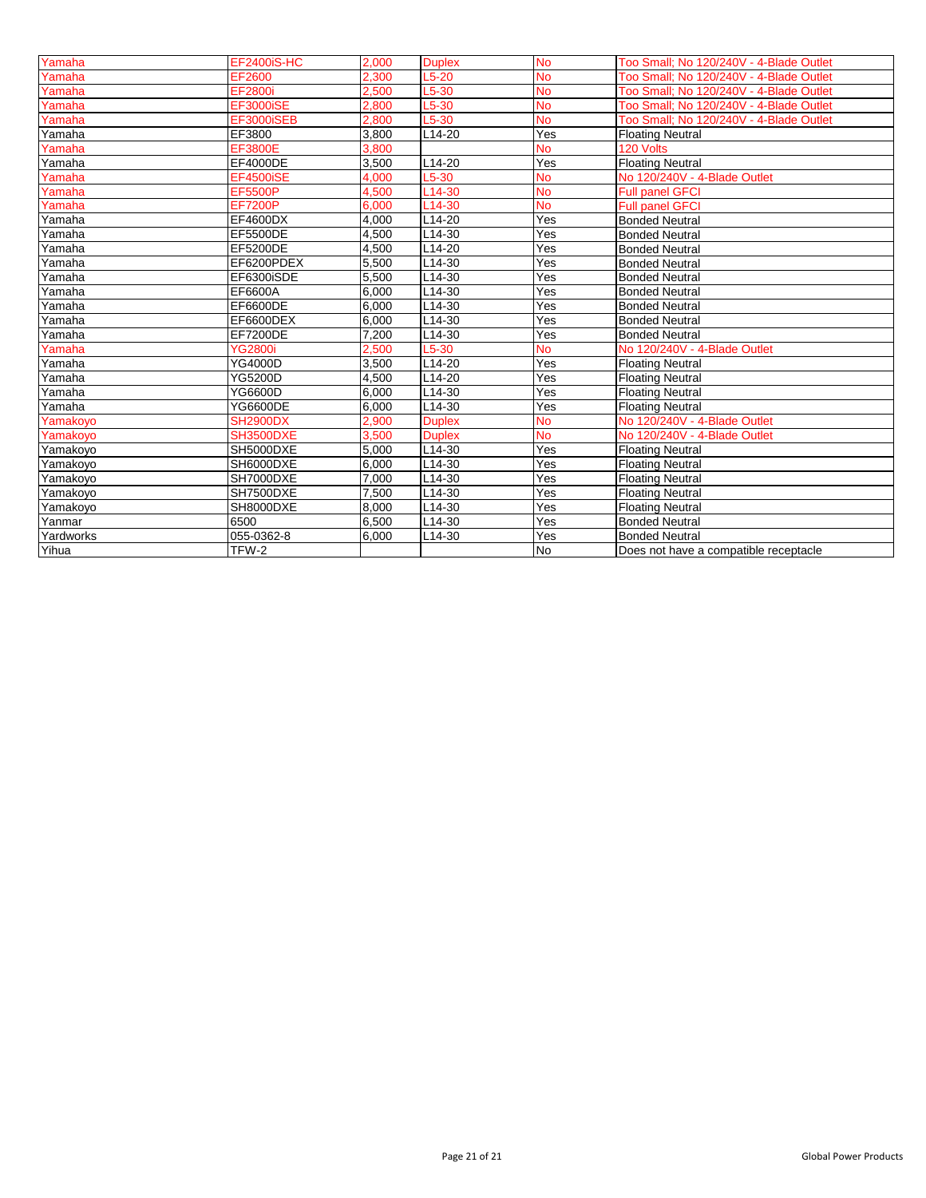| | | | | | |
|---|---|---|---|---|---|
| Yamaha | EF2400iS-HC | 2,000 | Duplex | No | Too Small; No 120/240V - 4-Blade Outlet |
| Yamaha | EF2600 | 2,300 | L5-20 | No | Too Small; No 120/240V - 4-Blade Outlet |
| Yamaha | EF2800i | 2,500 | L5-30 | No | Too Small; No 120/240V - 4-Blade Outlet |
| Yamaha | EF3000iSE | 2,800 | L5-30 | No | Too Small; No 120/240V - 4-Blade Outlet |
| Yamaha | EF3000iSEB | 2,800 | L5-30 | No | Too Small; No 120/240V - 4-Blade Outlet |
| Yamaha | EF3800 | 3,800 | L14-20 | Yes | Floating Neutral |
| Yamaha | EF3800E | 3,800 | | No | 120 Volts |
| Yamaha | EF4000DE | 3,500 | L14-20 | Yes | Floating Neutral |
| Yamaha | EF4500iSE | 4,000 | L5-30 | No | No 120/240V - 4-Blade Outlet |
| Yamaha | EF5500P | 4,500 | L14-30 | No | Full panel GFCI |
| Yamaha | EF7200P | 6,000 | L14-30 | No | Full panel GFCI |
| Yamaha | EF4600DX | 4,000 | L14-20 | Yes | Bonded Neutral |
| Yamaha | EF5500DE | 4,500 | L14-30 | Yes | Bonded Neutral |
| Yamaha | EF5200DE | 4,500 | L14-20 | Yes | Bonded Neutral |
| Yamaha | EF6200PDEX | 5,500 | L14-30 | Yes | Bonded Neutral |
| Yamaha | EF6300iSDE | 5,500 | L14-30 | Yes | Bonded Neutral |
| Yamaha | EF6600A | 6,000 | L14-30 | Yes | Bonded Neutral |
| Yamaha | EF6600DE | 6,000 | L14-30 | Yes | Bonded Neutral |
| Yamaha | EF6600DEX | 6,000 | L14-30 | Yes | Bonded Neutral |
| Yamaha | EF7200DE | 7,200 | L14-30 | Yes | Bonded Neutral |
| Yamaha | YG2800i | 2,500 | L5-30 | No | No 120/240V - 4-Blade Outlet |
| Yamaha | YG4000D | 3,500 | L14-20 | Yes | Floating Neutral |
| Yamaha | YG5200D | 4,500 | L14-20 | Yes | Floating Neutral |
| Yamaha | YG6600D | 6,000 | L14-30 | Yes | Floating Neutral |
| Yamaha | YG6600DE | 6,000 | L14-30 | Yes | Floating Neutral |
| Yamakoyo | SH2900DX | 2,900 | Duplex | No | No 120/240V - 4-Blade Outlet |
| Yamakoyo | SH3500DXE | 3,500 | Duplex | No | No 120/240V - 4-Blade Outlet |
| Yamakoyo | SH5000DXE | 5,000 | L14-30 | Yes | Floating Neutral |
| Yamakoyo | SH6000DXE | 6,000 | L14-30 | Yes | Floating Neutral |
| Yamakoyo | SH7000DXE | 7,000 | L14-30 | Yes | Floating Neutral |
| Yamakoyo | SH7500DXE | 7,500 | L14-30 | Yes | Floating Neutral |
| Yamakoyo | SH8000DXE | 8,000 | L14-30 | Yes | Floating Neutral |
| Yanmar | 6500 | 6,500 | L14-30 | Yes | Bonded Neutral |
| Yardworks | 055-0362-8 | 6,000 | L14-30 | Yes | Bonded Neutral |
| Yihua | TFW-2 | | | No | Does not have a compatible receptacle |

Global Power Products